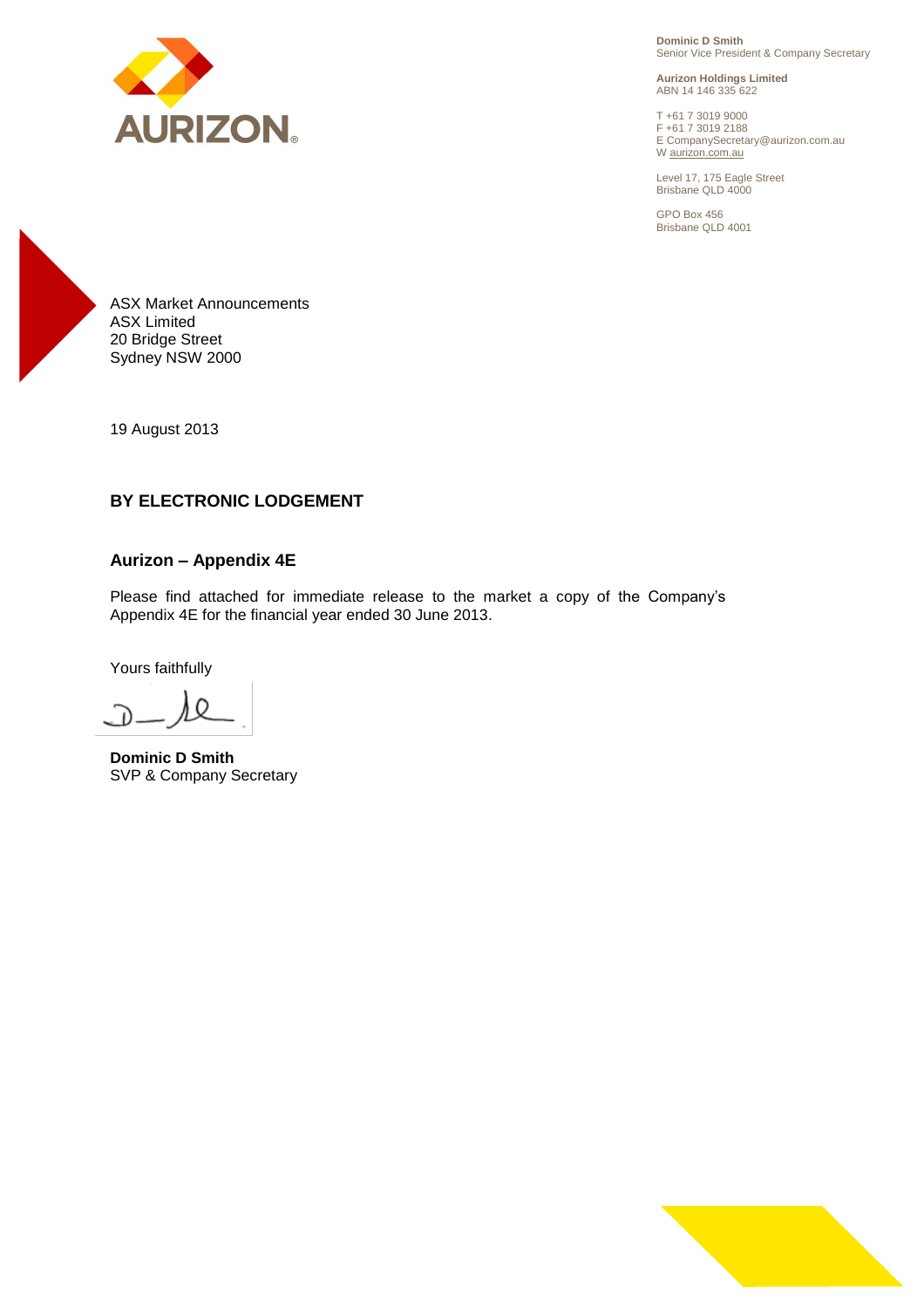**Dominic D Smith**
Senior Vice President & Company Secretary

**Aurizon Holdings Limited**
ABN 14 146 335 622

T +61 7 3019 9000
F +61 7 3019 2188
E CompanySecretary@aurizon.com.au
W aurizon.com.au

Level 17, 175 Eagle Street
Brisbane QLD 4000

GPO Box 456
Brisbane QLD 4001

ASX Market Announcements
ASX Limited
20 Bridge Street
Sydney NSW 2000

19 August 2013

**BY ELECTRONIC LODGEMENT**

**Aurizon – Appendix 4E**

Please find attached for immediate release to the market a copy of the Company's Appendix 4E for the financial year ended 30 June 2013.

Yours faithfully

**Dominic D Smith**
SVP & Company Secretary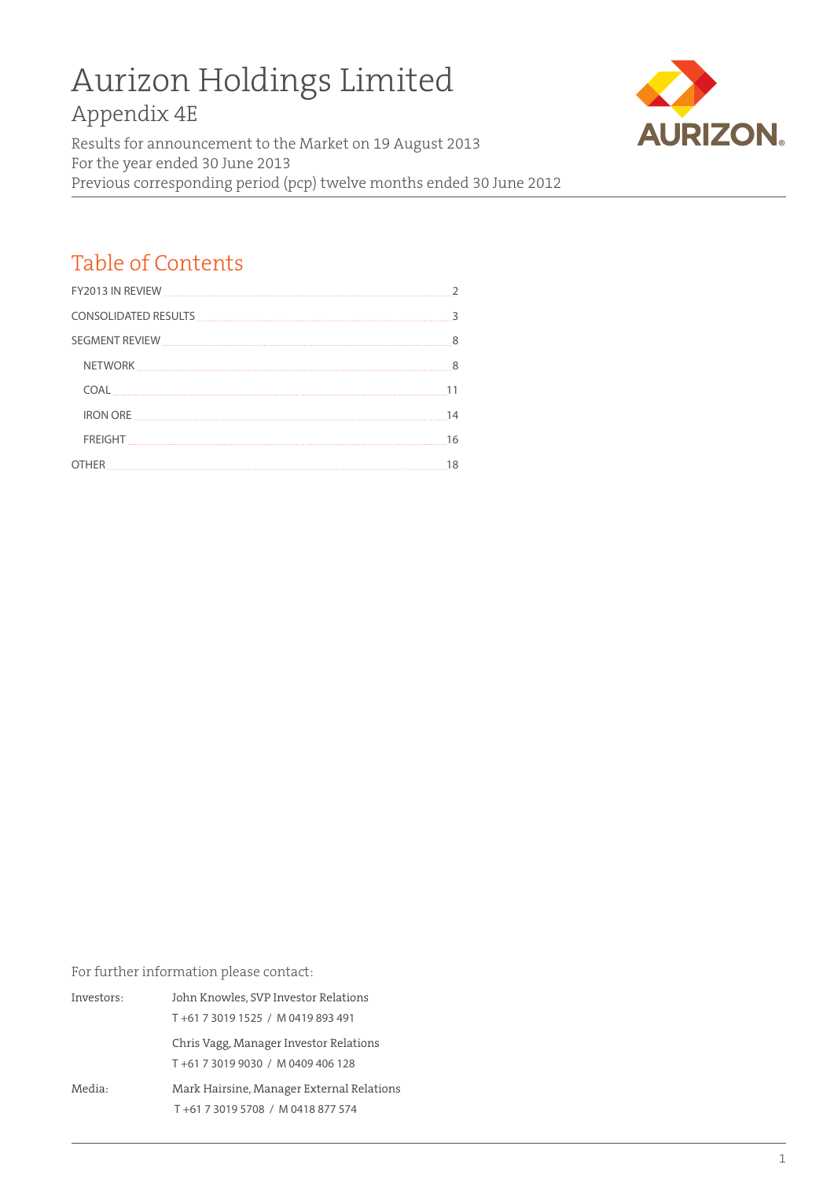# Aurizon Holdings Limited

## Appendix 4E

Results for announcement to the Market on 19 August 2013
For the year ended 30 June 2013
Previous corresponding period (pcp) twelve months ended 30 June 2012

## Table of Contents

| | |
|---|---|
| FY2013 IN REVIEW | 2 |
| CONSOLIDATED RESULTS | 3 |
| SEGMENT REVIEW | 8 |
| NETWORK | 8 |
| COAL | 11 |
| IRON ORE | 14 |
| FREIGHT | 16 |
| OTHER | 18 |

For further information please contact:

| | |
|---|---|
| Investors: | John Knowles, SVP Investor Relations |
| | T +61 7 3019 1525 / M 0419 893 491 |
| | Chris Vagg, Manager Investor Relations |
| | T +61 7 3019 9030 / M 0409 406 128 |
| Media: | Mark Hairsine, Manager External Relations |
| | T +61 7 3019 5708 / M 0418 877 574 |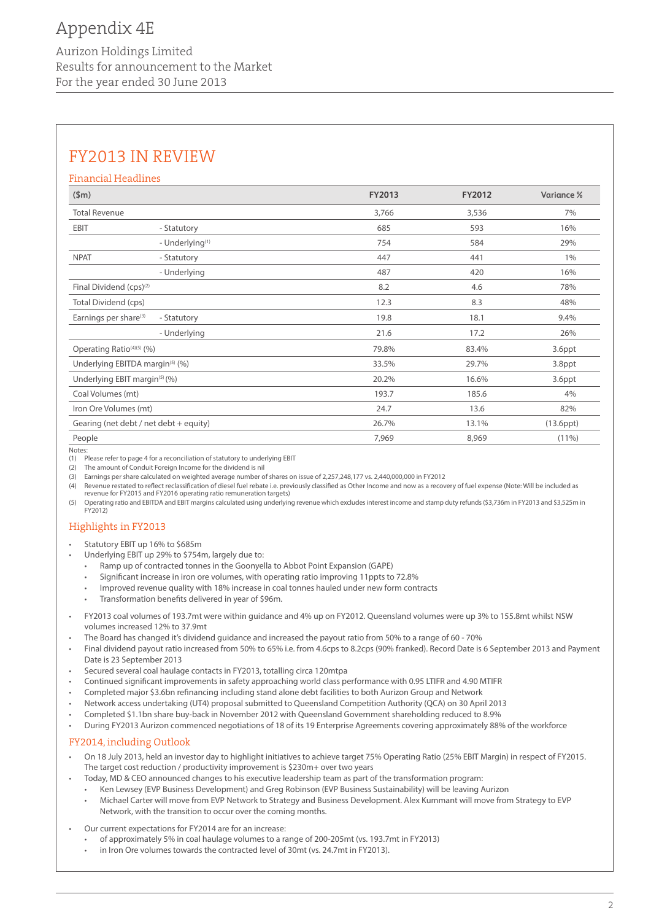# Appendix 4E

Aurizon Holdings Limited
Results for announcement to the Market
For the year ended 30 June 2013

## FY2013 IN REVIEW

### Financial Headlines

| ($m) | | FY2013 | FY2012 | Variance % |
|---|---|---|---|---|
| Total Revenue | | 3,766 | 3,536 | 7% |
| EBIT | - Statutory | 685 | 593 | 16% |
| | - Underlying[1] | 754 | 584 | 29% |
| NPAT | - Statutory | 447 | 441 | 1% |
| | - Underlying | 487 | 420 | 16% |
| Final Dividend (cps)[2] | | 8.2 | 4.6 | 78% |
| Total Dividend (cps) | | 12.3 | 8.3 | 48% |
| Earnings per share[3] | - Statutory | 19.8 | 18.1 | 9.4% |
| | - Underlying | 21.6 | 17.2 | 26% |
| Operating Ratio[4][5] (%) | | 79.8% | 83.4% | 3.6ppt |
| Underlying EBITDA margin[5] (%) | | 33.5% | 29.7% | 3.8ppt |
| Underlying EBIT margin[5] (%) | | 20.2% | 16.6% | 3.6ppt |
| Coal Volumes (mt) | | 193.7 | 185.6 | 4% |
| Iron Ore Volumes (mt) | | 24.7 | 13.6 | 82% |
| Gearing (net debt / net debt + equity) | | 26.7% | 13.1% | (13.6ppt) |
| People | | 7,969 | 8,969 | (11%) |

Notes:
(1) Please refer to page 4 for a reconciliation of statutory to underlying EBIT
(2) The amount of Conduit Foreign Income for the dividend is nil
(3) Earnings per share calculated on weighted average number of shares on issue of 2,257,248,177 vs. 2,440,000,000 in FY2012
(4) Revenue restated to reflect reclassification of diesel fuel rebate i.e. previously classified as Other Income and now as a recovery of fuel expense (Note: Will be included as revenue for FY2015 and FY2016 operating ratio remuneration targets)
(5) Operating ratio and EBITDA and EBIT margins calculated using underlying revenue which excludes interest income and stamp duty refunds ($3,736m in FY2013 and $3,525m in FY2012)

### Highlights in FY2013

- Statutory EBIT up 16% to $685m
- Underlying EBIT up 29% to $754m, largely due to:
  - Ramp up of contracted tonnes in the Goonyella to Abbot Point Expansion (GAPE)
  - Significant increase in iron ore volumes, with operating ratio improving 11ppts to 72.8%
  - Improved revenue quality with 18% increase in coal tonnes hauled under new form contracts
  - Transformation benefits delivered in year of $96m.
- FY2013 coal volumes of 193.7mt were within guidance and 4% up on FY2012. Queensland volumes were up 3% to 155.8mt whilst NSW volumes increased 12% to 37.9mt
- The Board has changed it's dividend guidance and increased the payout ratio from 50% to a range of 60 - 70%
- Final dividend payout ratio increased from 50% to 65% i.e. from 4.6cps to 8.2cps (90% franked). Record Date is 6 September 2013 and Payment Date is 23 September 2013
- Secured several coal haulage contacts in FY2013, totalling circa 120mtpa
- Continued significant improvements in safety approaching world class performance with 0.95 LTIFR and 4.90 MTIFR
- Completed major $3.6bn refinancing including stand alone debt facilities to both Aurizon Group and Network
- Network access undertaking (UT4) proposal submitted to Queensland Competition Authority (QCA) on 30 April 2013
- Completed $1.1bn share buy-back in November 2012 with Queensland Government shareholding reduced to 8.9%
- During FY2013 Aurizon commenced negotiations of 18 of its 19 Enterprise Agreements covering approximately 88% of the workforce

### FY2014, including Outlook

- On 18 July 2013, held an investor day to highlight initiatives to achieve target 75% Operating Ratio (25% EBIT Margin) in respect of FY2015. The target cost reduction / productivity improvement is $230m+ over two years
- Today, MD & CEO announced changes to his executive leadership team as part of the transformation program:
  - Ken Lewsey (EVP Business Development) and Greg Robinson (EVP Business Sustainability) will be leaving Aurizon
  - Michael Carter will move from EVP Network to Strategy and Business Development. Alex Kummant will move from Strategy to EVP Network, with the transition to occur over the coming months.
- Our current expectations for FY2014 are for an increase:
  - of approximately 5% in coal haulage volumes to a range of 200-205mt (vs. 193.7mt in FY2013)
  - in Iron Ore volumes towards the contracted level of 30mt (vs. 24.7mt in FY2013).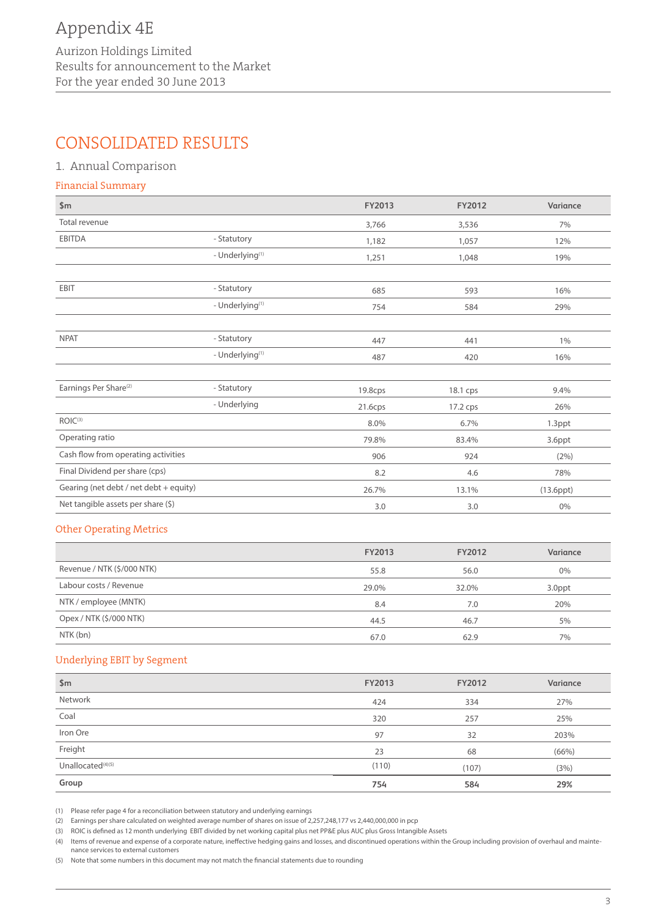# Appendix 4E

Aurizon Holdings Limited
Results for announcement to the Market
For the year ended 30 June 2013

## CONSOLIDATED RESULTS

### 1. Annual Comparison

#### Financial Summary

| $m | | FY2013 | FY2012 | Variance |
|---|---|---|---|---|
| Total revenue | | 3,766 | 3,536 | 7% |
| EBITDA | - Statutory | 1,182 | 1,057 | 12% |
| | - Underlying[1] | 1,251 | 1,048 | 19% |
| | | | | |
| EBIT | - Statutory | 685 | 593 | 16% |
| | - Underlying[1] | 754 | 584 | 29% |
| | | | | |
| NPAT | - Statutory | 447 | 441 | 1% |
| | - Underlying[1] | 487 | 420 | 16% |
| | | | | |
| Earnings Per Share[2] | - Statutory | 19.8cps | 18.1 cps | 9.4% |
| | - Underlying | 21.6cps | 17.2 cps | 26% |
| ROIC[3] | | 8.0% | 6.7% | 1.3ppt |
| Operating ratio | | 79.8% | 83.4% | 3.6ppt |
| Cash flow from operating activities | | 906 | 924 | (2%) |
| Final Dividend per share (cps) | | 8.2 | 4.6 | 78% |
| Gearing (net debt / net debt + equity) | | 26.7% | 13.1% | (13.6ppt) |
| Net tangible assets per share ($) | | 3.0 | 3.0 | 0% |

#### Other Operating Metrics

| | FY2013 | FY2012 | Variance |
|---|---|---|---|
| Revenue / NTK ($/000 NTK) | 55.8 | 56.0 | 0% |
| Labour costs / Revenue | 29.0% | 32.0% | 3.0ppt |
| NTK / employee (MNTK) | 8.4 | 7.0 | 20% |
| Opex / NTK ($/000 NTK) | 44.5 | 46.7 | 5% |
| NTK (bn) | 67.0 | 62.9 | 7% |

#### Underlying EBIT by Segment

| $m | FY2013 | FY2012 | Variance |
|---|---|---|---|
| Network | 424 | 334 | 27% |
| Coal | 320 | 257 | 25% |
| Iron Ore | 97 | 32 | 203% |
| Freight | 23 | 68 | (66%) |
| Unallocated[4][5] | (110) | (107) | (3%) |
| **Group** | **754** | **584** | **29%** |

(1) Please refer page 4 for a reconciliation between statutory and underlying earnings
(2) Earnings per share calculated on weighted average number of shares on issue of 2,257,248,177 vs 2,440,000,000 in pcp
(3) ROIC is defined as 12 month underlying EBIT divided by net working capital plus net PP&E plus AUC plus Gross Intangible Assets
(4) Items of revenue and expense of a corporate nature, ineffective hedging gains and losses, and discontinued operations within the Group including provision of overhaul and maintenance services to external customers
(5) Note that some numbers in this document may not match the financial statements due to rounding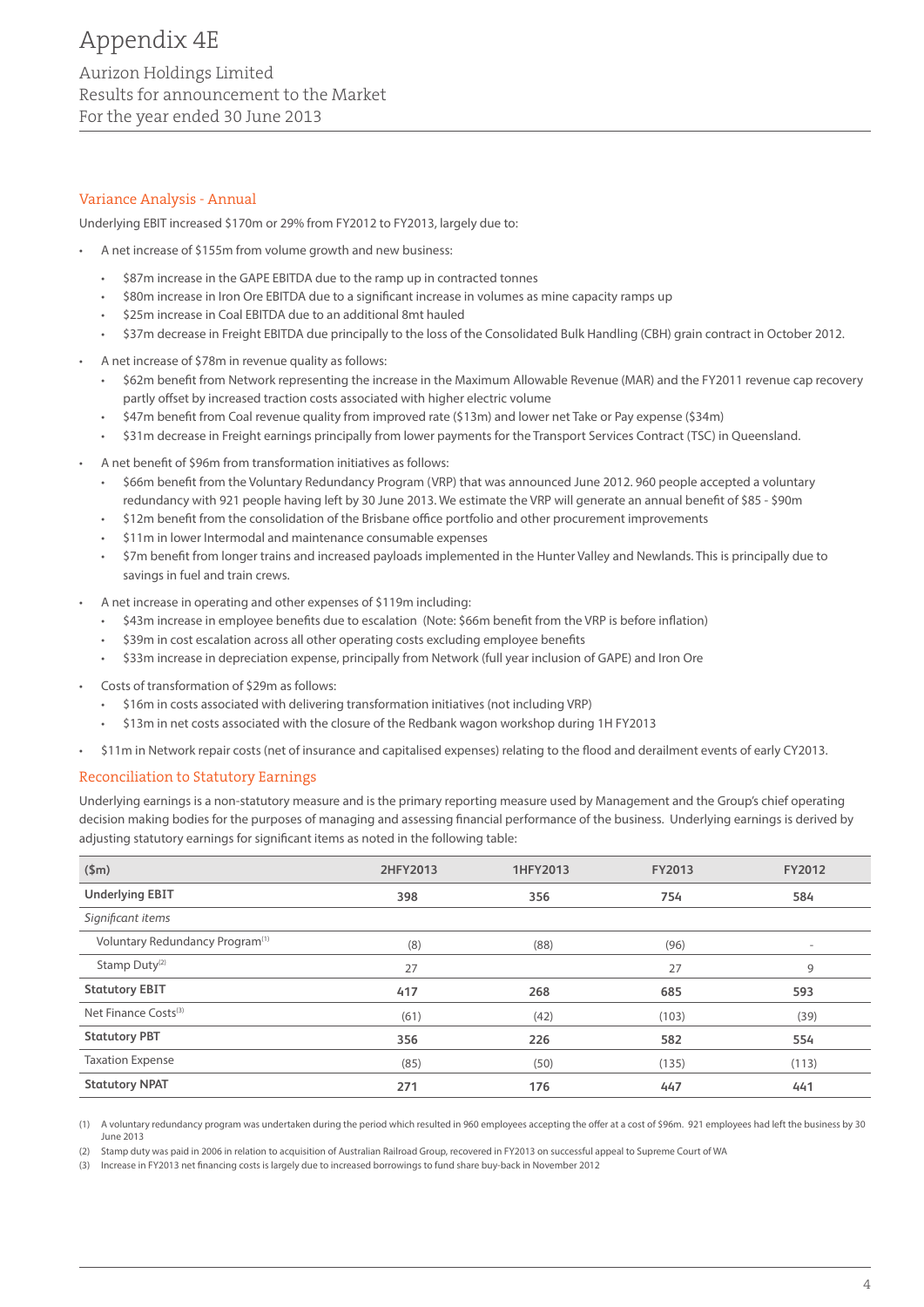# Appendix 4E

Aurizon Holdings Limited
Results for announcement to the Market
For the year ended 30 June 2013

## Variance Analysis - Annual

Underlying EBIT increased $170m or 29% from FY2012 to FY2013, largely due to:

- A net increase of $155m from volume growth and new business:
  - $87m increase in the GAPE EBITDA due to the ramp up in contracted tonnes
  - $80m increase in Iron Ore EBITDA due to a significant increase in volumes as mine capacity ramps up
  - $25m increase in Coal EBITDA due to an additional 8mt hauled
  - $37m decrease in Freight EBITDA due principally to the loss of the Consolidated Bulk Handling (CBH) grain contract in October 2012.
- A net increase of $78m in revenue quality as follows:
  - $62m benefit from Network representing the increase in the Maximum Allowable Revenue (MAR) and the FY2011 revenue cap recovery partly offset by increased traction costs associated with higher electric volume
  - $47m benefit from Coal revenue quality from improved rate ($13m) and lower net Take or Pay expense ($34m)
  - $31m decrease in Freight earnings principally from lower payments for the Transport Services Contract (TSC) in Queensland.
- A net benefit of $96m from transformation initiatives as follows:
  - $66m benefit from the Voluntary Redundancy Program (VRP) that was announced June 2012. 960 people accepted a voluntary redundancy with 921 people having left by 30 June 2013. We estimate the VRP will generate an annual benefit of $85 - $90m
  - $12m benefit from the consolidation of the Brisbane office portfolio and other procurement improvements
  - $11m in lower Intermodal and maintenance consumable expenses
  - $7m benefit from longer trains and increased payloads implemented in the Hunter Valley and Newlands. This is principally due to savings in fuel and train crews.
- A net increase in operating and other expenses of $119m including:
  - $43m increase in employee benefits due to escalation (Note: $66m benefit from the VRP is before inflation)
  - $39m in cost escalation across all other operating costs excluding employee benefits
  - $33m increase in depreciation expense, principally from Network (full year inclusion of GAPE) and Iron Ore
- Costs of transformation of $29m as follows:
  - $16m in costs associated with delivering transformation initiatives (not including VRP)
  - $13m in net costs associated with the closure of the Redbank wagon workshop during 1H FY2013
- $11m in Network repair costs (net of insurance and capitalised expenses) relating to the flood and derailment events of early CY2013.

## Reconciliation to Statutory Earnings

Underlying earnings is a non-statutory measure and is the primary reporting measure used by Management and the Group's chief operating decision making bodies for the purposes of managing and assessing financial performance of the business. Underlying earnings is derived by adjusting statutory earnings for significant items as noted in the following table:

| ($m) | 2HFY2013 | 1HFY2013 | FY2013 | FY2012 |
|---|---|---|---|---|
| **Underlying EBIT** | **398** | **356** | **754** | **584** |
| *Significant items* | | | | |
| Voluntary Redundancy Program[1] | (8) | (88) | (96) | - |
| Stamp Duty[2] | 27 | | 27 | 9 |
| **Statutory EBIT** | **417** | **268** | **685** | **593** |
| Net Finance Costs[3] | (61) | (42) | (103) | (39) |
| **Statutory PBT** | **356** | **226** | **582** | **554** |
| Taxation Expense | (85) | (50) | (135) | (113) |
| **Statutory NPAT** | **271** | **176** | **447** | **441** |

(1) A voluntary redundancy program was undertaken during the period which resulted in 960 employees accepting the offer at a cost of $96m. 921 employees had left the business by 30 June 2013

(2) Stamp duty was paid in 2006 in relation to acquisition of Australian Railroad Group, recovered in FY2013 on successful appeal to Supreme Court of WA

(3) Increase in FY2013 net financing costs is largely due to increased borrowings to fund share buy-back in November 2012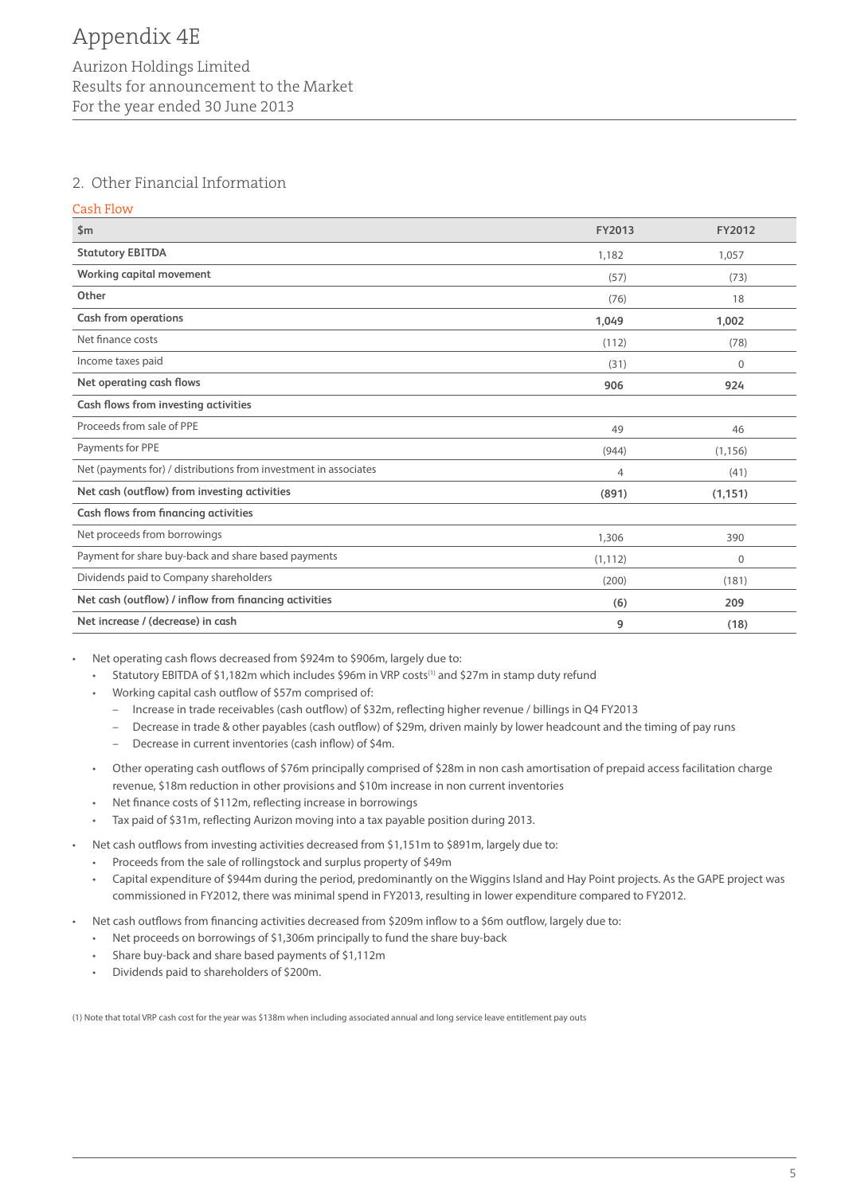# Appendix 4E

Aurizon Holdings Limited
Results for announcement to the Market
For the year ended 30 June 2013

## 2. Other Financial Information

### Cash Flow

| $m | FY2013 | FY2012 |
|---|---|---|
| **Statutory EBITDA** | 1,182 | 1,057 |
| **Working capital movement** | (57) | (73) |
| **Other** | (76) | 18 |
| **Cash from operations** | **1,049** | **1,002** |
| Net finance costs | (112) | (78) |
| Income taxes paid | (31) | 0 |
| **Net operating cash flows** | **906** | **924** |
| **Cash flows from investing activities** | | |
| Proceeds from sale of PPE | 49 | 46 |
| Payments for PPE | (944) | (1,156) |
| Net (payments for) / distributions from investment in associates | 4 | (41) |
| **Net cash (outflow) from investing activities** | **(891)** | **(1,151)** |
| **Cash flows from financing activities** | | |
| Net proceeds from borrowings | 1,306 | 390 |
| Payment for share buy-back and share based payments | (1,112) | 0 |
| Dividends paid to Company shareholders | (200) | (181) |
| **Net cash (outflow) / inflow from financing activities** | **(6)** | **209** |
| **Net increase / (decrease) in cash** | **9** | **(18)** |

- Net operating cash flows decreased from $924m to $906m, largely due to:
  - Statutory EBITDA of $1,182m which includes $96m in VRP costs[1] and $27m in stamp duty refund
  - Working capital cash outflow of $57m comprised of:
    - Increase in trade receivables (cash outflow) of $32m, reflecting higher revenue / billings in Q4 FY2013
    - Decrease in trade & other payables (cash outflow) of $29m, driven mainly by lower headcount and the timing of pay runs
    - Decrease in current inventories (cash inflow) of $4m.
  - Other operating cash outflows of $76m principally comprised of $28m in non cash amortisation of prepaid access facilitation charge revenue, $18m reduction in other provisions and $10m increase in non current inventories
  - Net finance costs of $112m, reflecting increase in borrowings
  - Tax paid of $31m, reflecting Aurizon moving into a tax payable position during 2013.
- Net cash outflows from investing activities decreased from $1,151m to $891m, largely due to:
  - Proceeds from the sale of rollingstock and surplus property of $49m
  - Capital expenditure of $944m during the period, predominantly on the Wiggins Island and Hay Point projects. As the GAPE project was commissioned in FY2012, there was minimal spend in FY2013, resulting in lower expenditure compared to FY2012.
- Net cash outflows from financing activities decreased from $209m inflow to a $6m outflow, largely due to:
  - Net proceeds on borrowings of $1,306m principally to fund the share buy-back
  - Share buy-back and share based payments of $1,112m
  - Dividends paid to shareholders of $200m.

(1) Note that total VRP cash cost for the year was $138m when including associated annual and long service leave entitlement pay outs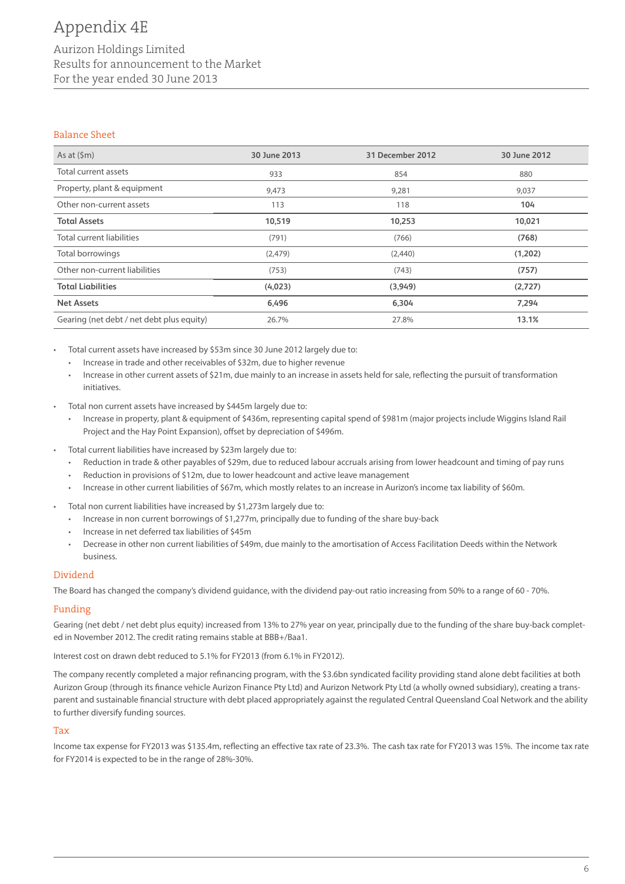# Appendix 4E

Aurizon Holdings Limited
Results for announcement to the Market
For the year ended 30 June 2013

## Balance Sheet

| As at ($m) | 30 June 2013 | 31 December 2012 | 30 June 2012 |
|---|---|---|---|
| Total current assets | 933 | 854 | 880 |
| Property, plant & equipment | 9,473 | 9,281 | 9,037 |
| Other non-current assets | 113 | 118 | **104** |
| **Total Assets** | **10,519** | **10,253** | **10,021** |
| Total current liabilities | (791) | (766) | **(768)** |
| Total borrowings | (2,479) | (2,440) | **(1,202)** |
| Other non-current liabilities | (753) | (743) | **(757)** |
| **Total Liabilities** | **(4,023)** | **(3,949)** | **(2,727)** |
| **Net Assets** | **6,496** | **6,304** | **7,294** |
| Gearing (net debt / net debt plus equity) | 26.7% | 27.8% | **13.1%** |

- Total current assets have increased by $53m since 30 June 2012 largely due to:
  - Increase in trade and other receivables of $32m, due to higher revenue
  - Increase in other current assets of $21m, due mainly to an increase in assets held for sale, reflecting the pursuit of transformation initiatives.
- Total non current assets have increased by $445m largely due to:
  - Increase in property, plant & equipment of $436m, representing capital spend of $981m (major projects include Wiggins Island Rail Project and the Hay Point Expansion), offset by depreciation of $496m.
- Total current liabilities have increased by $23m largely due to:
  - Reduction in trade & other payables of $29m, due to reduced labour accruals arising from lower headcount and timing of pay runs
  - Reduction in provisions of $12m, due to lower headcount and active leave management
  - Increase in other current liabilities of $67m, which mostly relates to an increase in Aurizon's income tax liability of $60m.
- Total non current liabilities have increased by $1,273m largely due to:
  - Increase in non current borrowings of $1,277m, principally due to funding of the share buy-back
  - Increase in net deferred tax liabilities of $45m
  - Decrease in other non current liabilities of $49m, due mainly to the amortisation of Access Facilitation Deeds within the Network business.

## Dividend

The Board has changed the company's dividend guidance, with the dividend pay-out ratio increasing from 50% to a range of 60 - 70%.

## Funding

Gearing (net debt / net debt plus equity) increased from 13% to 27% year on year, principally due to the funding of the share buy-back completed in November 2012. The credit rating remains stable at BBB+/Baa1.

Interest cost on drawn debt reduced to 5.1% for FY2013 (from 6.1% in FY2012).

The company recently completed a major refinancing program, with the $3.6bn syndicated facility providing stand alone debt facilities at both Aurizon Group (through its finance vehicle Aurizon Finance Pty Ltd) and Aurizon Network Pty Ltd (a wholly owned subsidiary), creating a transparent and sustainable financial structure with debt placed appropriately against the regulated Central Queensland Coal Network and the ability to further diversify funding sources.

## Tax

Income tax expense for FY2013 was $135.4m, reflecting an effective tax rate of 23.3%. The cash tax rate for FY2013 was 15%. The income tax rate for FY2014 is expected to be in the range of 28%-30%.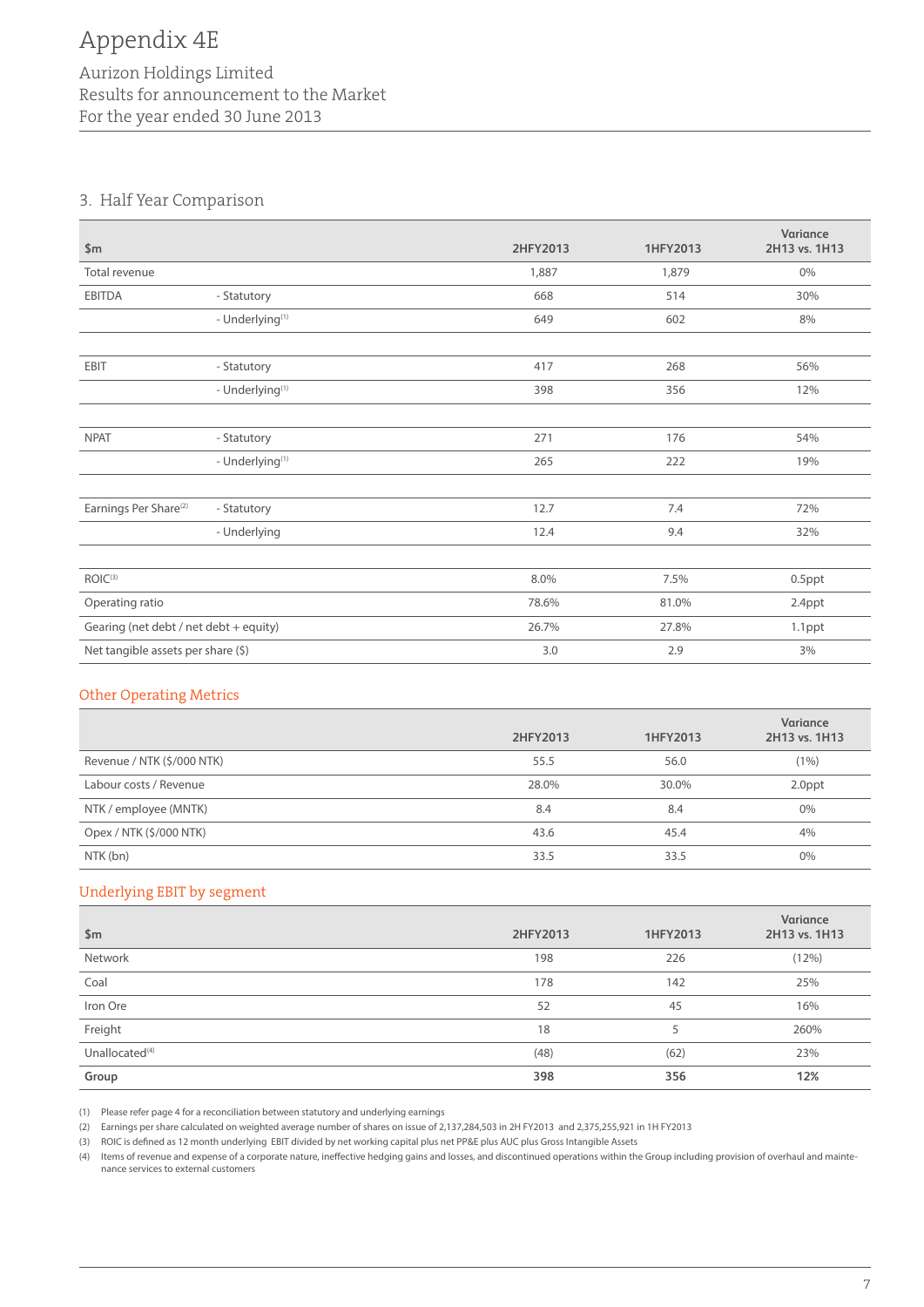# Appendix 4E

Aurizon Holdings Limited
Results for announcement to the Market
For the year ended 30 June 2013

## 3. Half Year Comparison

| $m | | 2HFY2013 | 1HFY2013 | Variance 2H13 vs. 1H13 |
|---|---|---|---|---|
| Total revenue | | 1,887 | 1,879 | 0% |
| EBITDA | - Statutory | 668 | 514 | 30% |
| | - Underlying[1] | 649 | 602 | 8% |
| | | | | |
| EBIT | - Statutory | 417 | 268 | 56% |
| | - Underlying[1] | 398 | 356 | 12% |
| | | | | |
| NPAT | - Statutory | 271 | 176 | 54% |
| | - Underlying[1] | 265 | 222 | 19% |
| | | | | |
| Earnings Per Share[2] | - Statutory | 12.7 | 7.4 | 72% |
| | - Underlying | 12.4 | 9.4 | 32% |
| | | | | |
| ROIC[3] | | 8.0% | 7.5% | 0.5ppt |
| Operating ratio | | 78.6% | 81.0% | 2.4ppt |
| Gearing (net debt / net debt + equity) | | 26.7% | 27.8% | 1.1ppt |
| Net tangible assets per share ($) | | 3.0 | 2.9 | 3% |

### Other Operating Metrics

| | 2HFY2013 | 1HFY2013 | Variance 2H13 vs. 1H13 |
|---|---|---|---|
| Revenue / NTK ($/000 NTK) | 55.5 | 56.0 | (1%) |
| Labour costs / Revenue | 28.0% | 30.0% | 2.0ppt |
| NTK / employee (MNTK) | 8.4 | 8.4 | 0% |
| Opex / NTK ($/000 NTK) | 43.6 | 45.4 | 4% |
| NTK (bn) | 33.5 | 33.5 | 0% |

### Underlying EBIT by segment

| $m | 2HFY2013 | 1HFY2013 | Variance 2H13 vs. 1H13 |
|---|---|---|---|
| Network | 198 | 226 | (12%) |
| Coal | 178 | 142 | 25% |
| Iron Ore | 52 | 45 | 16% |
| Freight | 18 | 5 | 260% |
| Unallocated[4] | (48) | (62) | 23% |
| **Group** | **398** | **356** | **12%** |

(1) Please refer page 4 for a reconciliation between statutory and underlying earnings
(2) Earnings per share calculated on weighted average number of shares on issue of 2,137,284,503 in 2H FY2013 and 2,375,255,921 in 1H FY2013
(3) ROIC is defined as 12 month underlying EBIT divided by net working capital plus net PP&E plus AUC plus Gross Intangible Assets
(4) Items of revenue and expense of a corporate nature, ineffective hedging gains and losses, and discontinued operations within the Group including provision of overhaul and maintenance services to external customers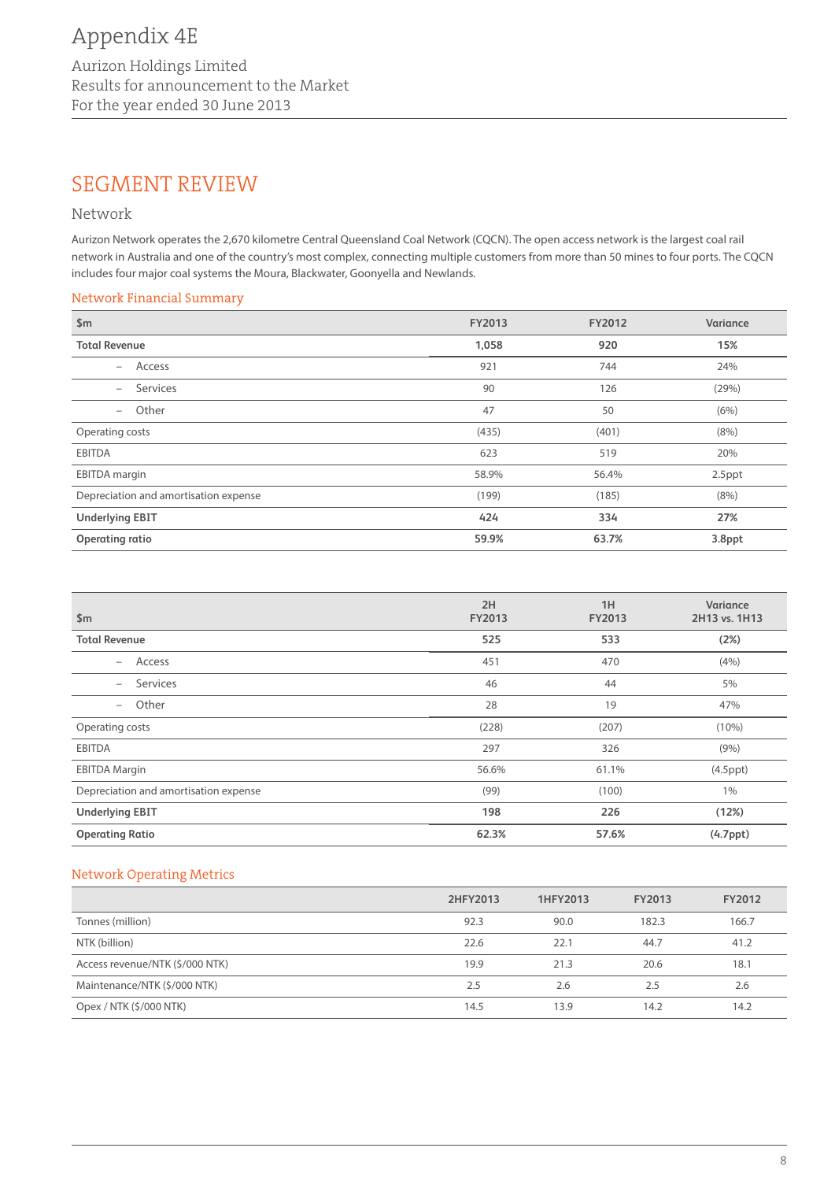# Appendix 4E

Aurizon Holdings Limited
Results for announcement to the Market
For the year ended 30 June 2013

## SEGMENT REVIEW

### Network

Aurizon Network operates the 2,670 kilometre Central Queensland Coal Network (CQCN). The open access network is the largest coal rail network in Australia and one of the country's most complex, connecting multiple customers from more than 50 mines to four ports. The CQCN includes four major coal systems the Moura, Blackwater, Goonyella and Newlands.

#### Network Financial Summary

| $m | FY2013 | FY2012 | Variance |
|---|---|---|---|
| **Total Revenue** | **1,058** | **920** | **15%** |
| – Access | 921 | 744 | 24% |
| – Services | 90 | 126 | (29%) |
| – Other | 47 | 50 | (6%) |
| Operating costs | (435) | (401) | (8%) |
| EBITDA | 623 | 519 | 20% |
| EBITDA margin | 58.9% | 56.4% | 2.5ppt |
| Depreciation and amortisation expense | (199) | (185) | (8%) |
| **Underlying EBIT** | **424** | **334** | **27%** |
| **Operating ratio** | **59.9%** | **63.7%** | **3.8ppt** |

| $m | 2H FY2013 | 1H FY2013 | Variance 2H13 vs. 1H13 |
|---|---|---|---|
| **Total Revenue** | **525** | **533** | **(2%)** |
| – Access | 451 | 470 | (4%) |
| – Services | 46 | 44 | 5% |
| – Other | 28 | 19 | 47% |
| Operating costs | (228) | (207) | (10%) |
| EBITDA | 297 | 326 | (9%) |
| EBITDA Margin | 56.6% | 61.1% | (4.5ppt) |
| Depreciation and amortisation expense | (99) | (100) | 1% |
| **Underlying EBIT** | **198** | **226** | **(12%)** |
| **Operating Ratio** | **62.3%** | **57.6%** | **(4.7ppt)** |

#### Network Operating Metrics

| | 2HFY2013 | 1HFY2013 | FY2013 | FY2012 |
|---|---|---|---|---|
| Tonnes (million) | 92.3 | 90.0 | 182.3 | 166.7 |
| NTK (billion) | 22.6 | 22.1 | 44.7 | 41.2 |
| Access revenue/NTK ($/000 NTK) | 19.9 | 21.3 | 20.6 | 18.1 |
| Maintenance/NTK ($/000 NTK) | 2.5 | 2.6 | 2.5 | 2.6 |
| Opex / NTK ($/000 NTK) | 14.5 | 13.9 | 14.2 | 14.2 |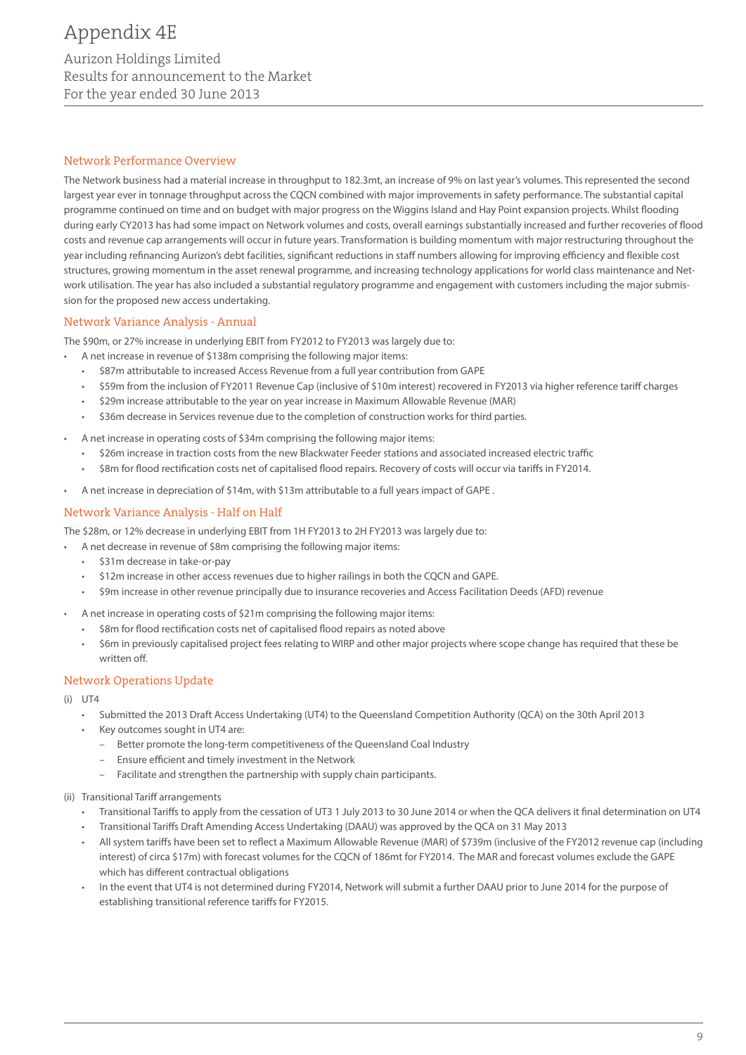## Network Performance Overview

The Network business had a material increase in throughput to 182.3mt, an increase of 9% on last year's volumes. This represented the second largest year ever in tonnage throughput across the CQCN combined with major improvements in safety performance. The substantial capital programme continued on time and on budget with major progress on the Wiggins Island and Hay Point expansion projects. Whilst flooding during early CY2013 has had some impact on Network volumes and costs, overall earnings substantially increased and further recoveries of flood costs and revenue cap arrangements will occur in future years. Transformation is building momentum with major restructuring throughout the year including refinancing Aurizon's debt facilities, significant reductions in staff numbers allowing for improving efficiency and flexible cost structures, growing momentum in the asset renewal programme, and increasing technology applications for world class maintenance and Network utilisation. The year has also included a substantial regulatory programme and engagement with customers including the major submission for the proposed new access undertaking.

## Network Variance Analysis - Annual

The $90m, or 27% increase in underlying EBIT from FY2012 to FY2013 was largely due to:

- A net increase in revenue of $138m comprising the following major items:
  - $87m attributable to increased Access Revenue from a full year contribution from GAPE
  - $59m from the inclusion of FY2011 Revenue Cap (inclusive of $10m interest) recovered in FY2013 via higher reference tariff charges
  - $29m increase attributable to the year on year increase in Maximum Allowable Revenue (MAR)
  - $36m decrease in Services revenue due to the completion of construction works for third parties.
- A net increase in operating costs of $34m comprising the following major items:
  - $26m increase in traction costs from the new Blackwater Feeder stations and associated increased electric traffic
  - $8m for flood rectification costs net of capitalised flood repairs. Recovery of costs will occur via tariffs in FY2014.
- A net increase in depreciation of $14m, with $13m attributable to a full years impact of GAPE .

## Network Variance Analysis - Half on Half

The $28m, or 12% decrease in underlying EBIT from 1H FY2013 to 2H FY2013 was largely due to:

- A net decrease in revenue of $8m comprising the following major items:
  - $31m decrease in take-or-pay
  - $12m increase in other access revenues due to higher railings in both the CQCN and GAPE.
  - $9m increase in other revenue principally due to insurance recoveries and Access Facilitation Deeds (AFD) revenue
- A net increase in operating costs of $21m comprising the following major items:
  - $8m for flood rectification costs net of capitalised flood repairs as noted above
  - $6m in previously capitalised project fees relating to WIRP and other major projects where scope change has required that these be written off.

## Network Operations Update

(i) UT4

- Submitted the 2013 Draft Access Undertaking (UT4) to the Queensland Competition Authority (QCA) on the 30th April 2013
- Key outcomes sought in UT4 are:
  - Better promote the long-term competitiveness of the Queensland Coal Industry
  - Ensure efficient and timely investment in the Network
  - Facilitate and strengthen the partnership with supply chain participants.

(ii) Transitional Tariff arrangements

- Transitional Tariffs to apply from the cessation of UT3 1 July 2013 to 30 June 2014 or when the QCA delivers it final determination on UT4
- Transitional Tariffs Draft Amending Access Undertaking (DAAU) was approved by the QCA on 31 May 2013
- All system tariffs have been set to reflect a Maximum Allowable Revenue (MAR) of $739m (inclusive of the FY2012 revenue cap (including interest) of circa $17m) with forecast volumes for the CQCN of 186mt for FY2014. The MAR and forecast volumes exclude the GAPE which has different contractual obligations
- In the event that UT4 is not determined during FY2014, Network will submit a further DAAU prior to June 2014 for the purpose of establishing transitional reference tariffs for FY2015.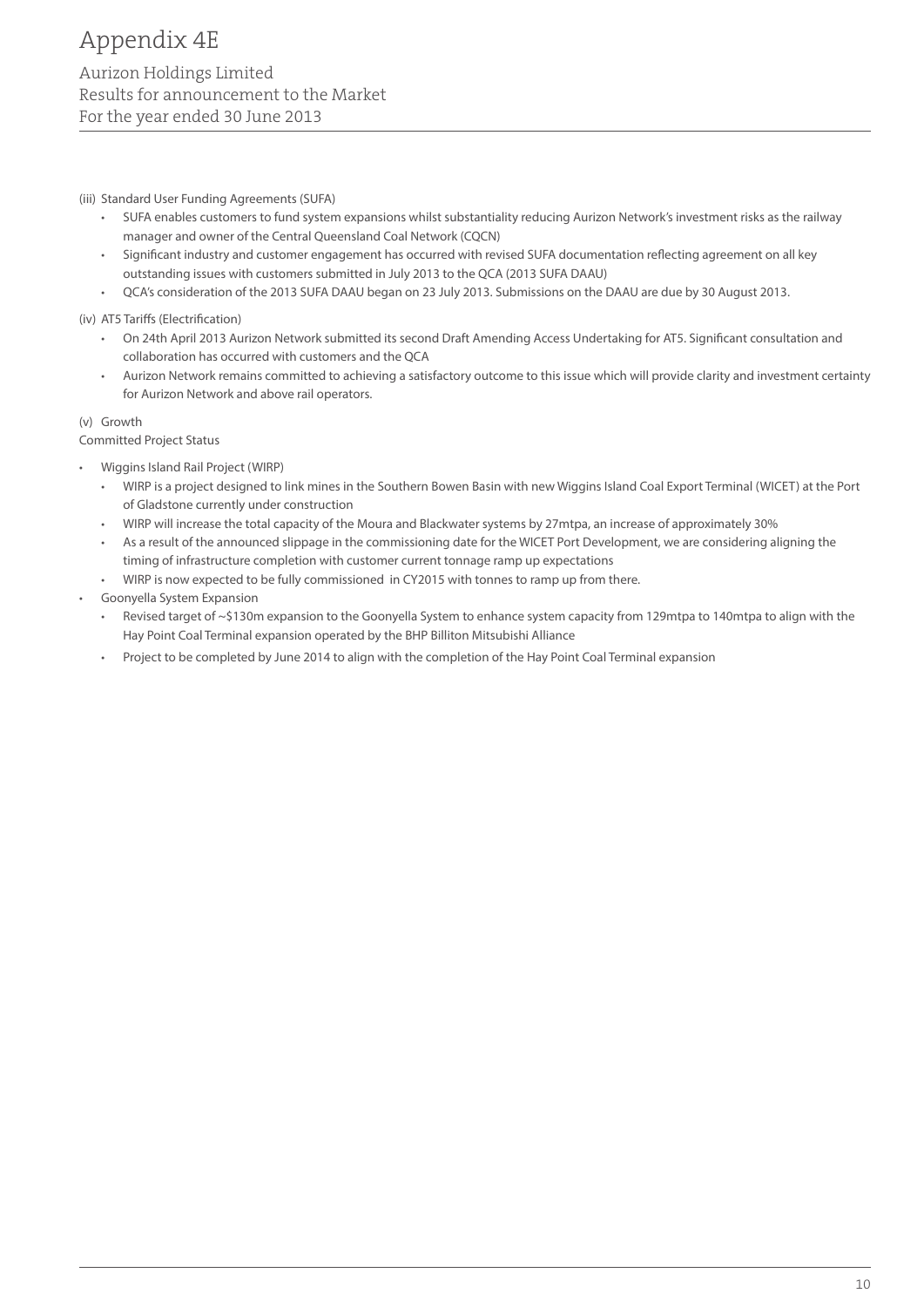(iii) Standard User Funding Agreements (SUFA)

- SUFA enables customers to fund system expansions whilst substantiality reducing Aurizon Network's investment risks as the railway manager and owner of the Central Queensland Coal Network (CQCN)
- Significant industry and customer engagement has occurred with revised SUFA documentation reflecting agreement on all key outstanding issues with customers submitted in July 2013 to the QCA (2013 SUFA DAAU)
- QCA's consideration of the 2013 SUFA DAAU began on 23 July 2013. Submissions on the DAAU are due by 30 August 2013.

(iv) AT5 Tariffs (Electrification)

- On 24th April 2013 Aurizon Network submitted its second Draft Amending Access Undertaking for AT5. Significant consultation and collaboration has occurred with customers and the QCA
- Aurizon Network remains committed to achieving a satisfactory outcome to this issue which will provide clarity and investment certainty for Aurizon Network and above rail operators.

(v) Growth

Committed Project Status

- Wiggins Island Rail Project (WIRP)
  - WIRP is a project designed to link mines in the Southern Bowen Basin with new Wiggins Island Coal Export Terminal (WICET) at the Port of Gladstone currently under construction
  - WIRP will increase the total capacity of the Moura and Blackwater systems by 27mtpa, an increase of approximately 30%
  - As a result of the announced slippage in the commissioning date for the WICET Port Development, we are considering aligning the timing of infrastructure completion with customer current tonnage ramp up expectations
  - WIRP is now expected to be fully commissioned in CY2015 with tonnes to ramp up from there.
- Goonyella System Expansion
  - Revised target of ~$130m expansion to the Goonyella System to enhance system capacity from 129mtpa to 140mtpa to align with the Hay Point Coal Terminal expansion operated by the BHP Billiton Mitsubishi Alliance
  - Project to be completed by June 2014 to align with the completion of the Hay Point Coal Terminal expansion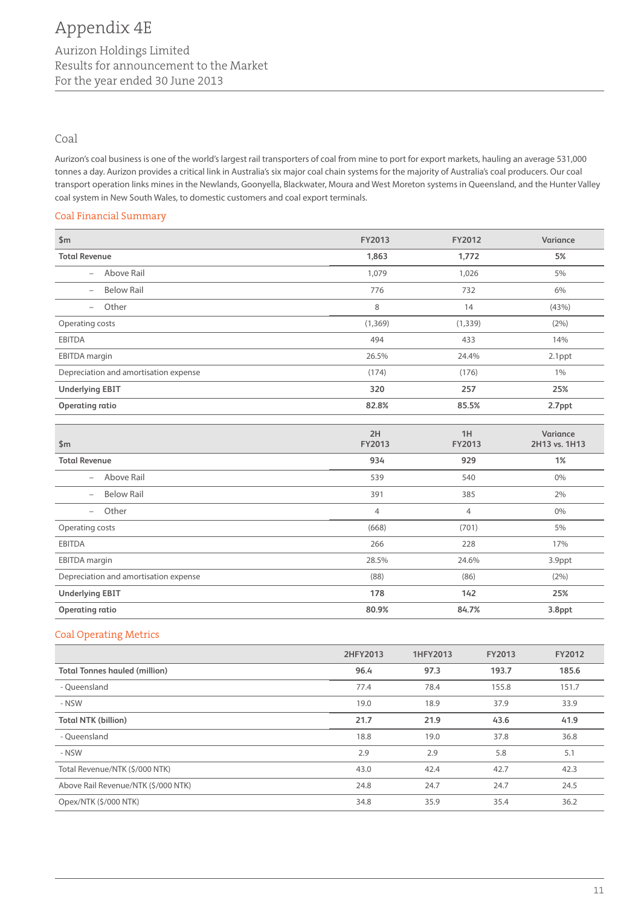# Appendix 4E

Aurizon Holdings Limited
Results for announcement to the Market
For the year ended 30 June 2013

## Coal

Aurizon's coal business is one of the world's largest rail transporters of coal from mine to port for export markets, hauling an average 531,000 tonnes a day. Aurizon provides a critical link in Australia's six major coal chain systems for the majority of Australia's coal producers. Our coal transport operation links mines in the Newlands, Goonyella, Blackwater, Moura and West Moreton systems in Queensland, and the Hunter Valley coal system in New South Wales, to domestic customers and coal export terminals.

### Coal Financial Summary

| $m | FY2013 | FY2012 | Variance |
|---|---|---|---|
| **Total Revenue** | **1,863** | **1,772** | **5%** |
| – Above Rail | 1,079 | 1,026 | 5% |
| – Below Rail | 776 | 732 | 6% |
| – Other | 8 | 14 | (43%) |
| Operating costs | (1,369) | (1,339) | (2%) |
| EBITDA | 494 | 433 | 14% |
| EBITDA margin | 26.5% | 24.4% | 2.1ppt |
| Depreciation and amortisation expense | (174) | (176) | 1% |
| **Underlying EBIT** | **320** | **257** | **25%** |
| **Operating ratio** | **82.8%** | **85.5%** | **2.7ppt** |

| $m | 2H FY2013 | 1H FY2013 | Variance 2H13 vs. 1H13 |
|---|---|---|---|
| **Total Revenue** | **934** | **929** | **1%** |
| – Above Rail | 539 | 540 | 0% |
| – Below Rail | 391 | 385 | 2% |
| – Other | 4 | 4 | 0% |
| Operating costs | (668) | (701) | 5% |
| EBITDA | 266 | 228 | 17% |
| EBITDA margin | 28.5% | 24.6% | 3.9ppt |
| Depreciation and amortisation expense | (88) | (86) | (2%) |
| **Underlying EBIT** | **178** | **142** | **25%** |
| **Operating ratio** | **80.9%** | **84.7%** | **3.8ppt** |

### Coal Operating Metrics

| | 2HFY2013 | 1HFY2013 | FY2013 | FY2012 |
|---|---|---|---|---|
| **Total Tonnes hauled (million)** | **96.4** | **97.3** | **193.7** | **185.6** |
| - Queensland | 77.4 | 78.4 | 155.8 | 151.7 |
| - NSW | 19.0 | 18.9 | 37.9 | 33.9 |
| **Total NTK (billion)** | **21.7** | **21.9** | **43.6** | **41.9** |
| - Queensland | 18.8 | 19.0 | 37.8 | 36.8 |
| - NSW | 2.9 | 2.9 | 5.8 | 5.1 |
| Total Revenue/NTK ($/000 NTK) | 43.0 | 42.4 | 42.7 | 42.3 |
| Above Rail Revenue/NTK ($/000 NTK) | 24.8 | 24.7 | 24.7 | 24.5 |
| Opex/NTK ($/000 NTK) | 34.8 | 35.9 | 35.4 | 36.2 |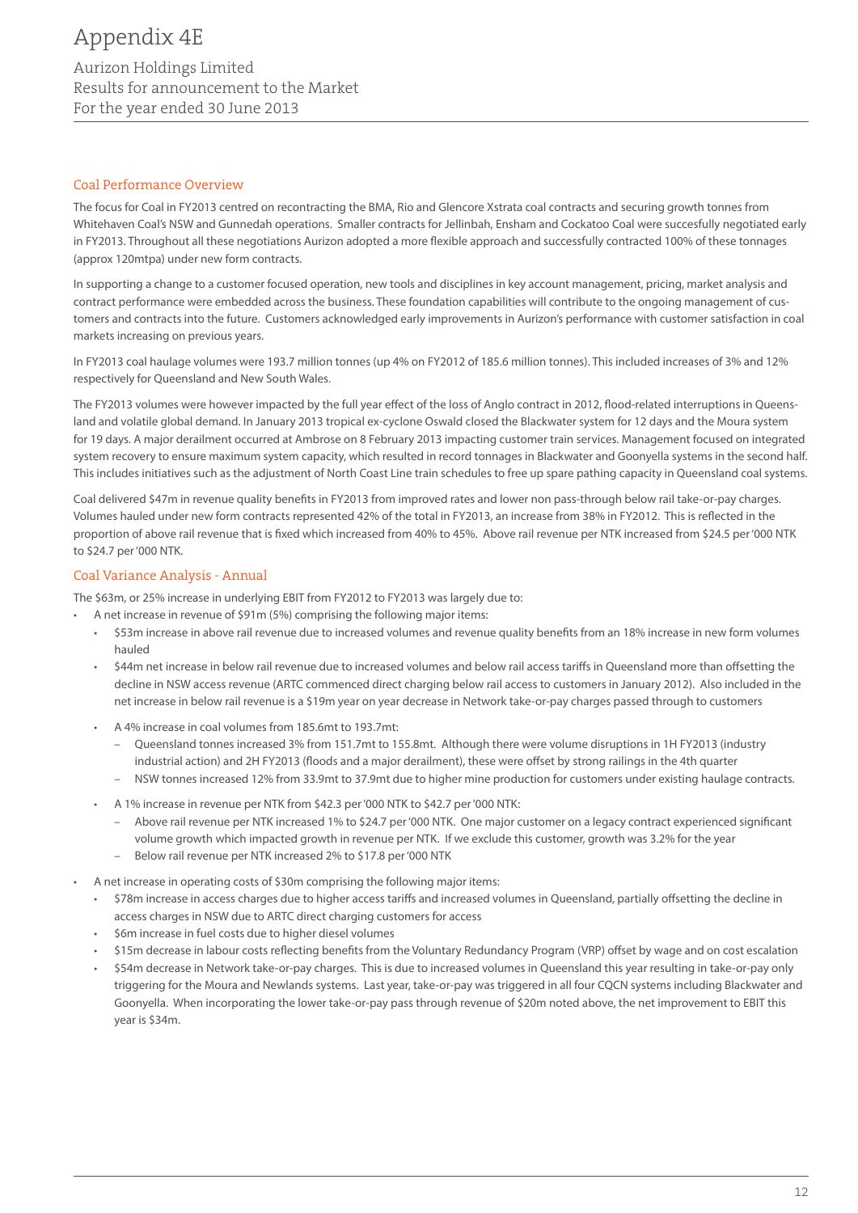## Coal Performance Overview

The focus for Coal in FY2013 centred on recontracting the BMA, Rio and Glencore Xstrata coal contracts and securing growth tonnes from Whitehaven Coal's NSW and Gunnedah operations. Smaller contracts for Jellinbah, Ensham and Cockatoo Coal were succesfully negotiated early in FY2013. Throughout all these negotiations Aurizon adopted a more flexible approach and successfully contracted 100% of these tonnages (approx 120mtpa) under new form contracts.

In supporting a change to a customer focused operation, new tools and disciplines in key account management, pricing, market analysis and contract performance were embedded across the business. These foundation capabilities will contribute to the ongoing management of customers and contracts into the future. Customers acknowledged early improvements in Aurizon's performance with customer satisfaction in coal markets increasing on previous years.

In FY2013 coal haulage volumes were 193.7 million tonnes (up 4% on FY2012 of 185.6 million tonnes). This included increases of 3% and 12% respectively for Queensland and New South Wales.

The FY2013 volumes were however impacted by the full year effect of the loss of Anglo contract in 2012, flood-related interruptions in Queensland and volatile global demand. In January 2013 tropical ex-cyclone Oswald closed the Blackwater system for 12 days and the Moura system for 19 days. A major derailment occurred at Ambrose on 8 February 2013 impacting customer train services. Management focused on integrated system recovery to ensure maximum system capacity, which resulted in record tonnages in Blackwater and Goonyella systems in the second half. This includes initiatives such as the adjustment of North Coast Line train schedules to free up spare pathing capacity in Queensland coal systems.

Coal delivered $47m in revenue quality benefits in FY2013 from improved rates and lower non pass-through below rail take-or-pay charges. Volumes hauled under new form contracts represented 42% of the total in FY2013, an increase from 38% in FY2012. This is reflected in the proportion of above rail revenue that is fixed which increased from 40% to 45%. Above rail revenue per NTK increased from $24.5 per '000 NTK to $24.7 per '000 NTK.

## Coal Variance Analysis - Annual

The $63m, or 25% increase in underlying EBIT from FY2012 to FY2013 was largely due to:

- A net increase in revenue of $91m (5%) comprising the following major items:
  - $53m increase in above rail revenue due to increased volumes and revenue quality benefits from an 18% increase in new form volumes hauled
  - $44m net increase in below rail revenue due to increased volumes and below rail access tariffs in Queensland more than offsetting the decline in NSW access revenue (ARTC commenced direct charging below rail access to customers in January 2012). Also included in the net increase in below rail revenue is a $19m year on year decrease in Network take-or-pay charges passed through to customers
  - A 4% increase in coal volumes from 185.6mt to 193.7mt:
    - Queensland tonnes increased 3% from 151.7mt to 155.8mt. Although there were volume disruptions in 1H FY2013 (industry industrial action) and 2H FY2013 (floods and a major derailment), these were offset by strong railings in the 4th quarter
    - NSW tonnes increased 12% from 33.9mt to 37.9mt due to higher mine production for customers under existing haulage contracts.
  - A 1% increase in revenue per NTK from $42.3 per '000 NTK to $42.7 per '000 NTK:
    - Above rail revenue per NTK increased 1% to $24.7 per '000 NTK. One major customer on a legacy contract experienced significant volume growth which impacted growth in revenue per NTK. If we exclude this customer, growth was 3.2% for the year
    - Below rail revenue per NTK increased 2% to $17.8 per '000 NTK
- A net increase in operating costs of $30m comprising the following major items:
  - $78m increase in access charges due to higher access tariffs and increased volumes in Queensland, partially offsetting the decline in access charges in NSW due to ARTC direct charging customers for access
  - $6m increase in fuel costs due to higher diesel volumes
  - $15m decrease in labour costs reflecting benefits from the Voluntary Redundancy Program (VRP) offset by wage and on cost escalation
  - $54m decrease in Network take-or-pay charges. This is due to increased volumes in Queensland this year resulting in take-or-pay only triggering for the Moura and Newlands systems. Last year, take-or-pay was triggered in all four CQCN systems including Blackwater and Goonyella. When incorporating the lower take-or-pay pass through revenue of $20m noted above, the net improvement to EBIT this year is $34m.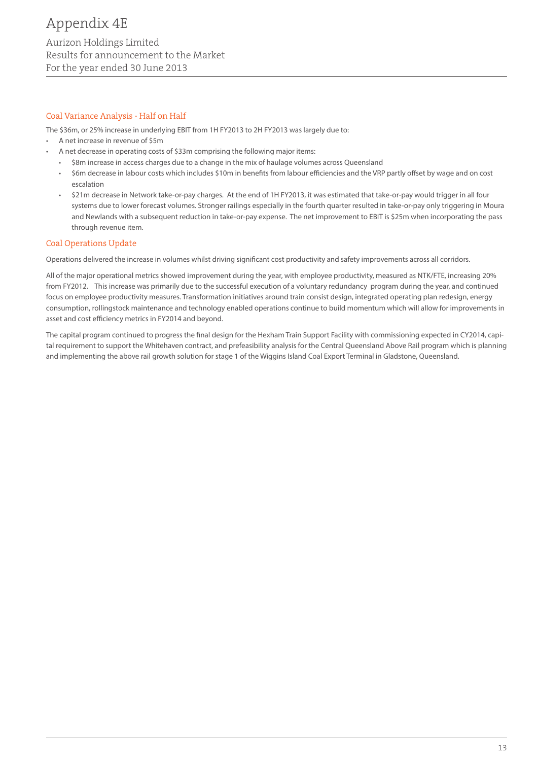## Coal Variance Analysis - Half on Half

The $36m, or 25% increase in underlying EBIT from 1H FY2013 to 2H FY2013 was largely due to:

- A net increase in revenue of $5m
- A net decrease in operating costs of $33m comprising the following major items:
  - $8m increase in access charges due to a change in the mix of haulage volumes across Queensland
  - $6m decrease in labour costs which includes $10m in benefits from labour efficiencies and the VRP partly offset by wage and on cost escalation
  - $21m decrease in Network take-or-pay charges. At the end of 1H FY2013, it was estimated that take-or-pay would trigger in all four systems due to lower forecast volumes. Stronger railings especially in the fourth quarter resulted in take-or-pay only triggering in Moura and Newlands with a subsequent reduction in take-or-pay expense. The net improvement to EBIT is $25m when incorporating the pass through revenue item.

## Coal Operations Update

Operations delivered the increase in volumes whilst driving significant cost productivity and safety improvements across all corridors.

All of the major operational metrics showed improvement during the year, with employee productivity, measured as NTK/FTE, increasing 20% from FY2012. This increase was primarily due to the successful execution of a voluntary redundancy program during the year, and continued focus on employee productivity measures. Transformation initiatives around train consist design, integrated operating plan redesign, energy consumption, rollingstock maintenance and technology enabled operations continue to build momentum which will allow for improvements in asset and cost efficiency metrics in FY2014 and beyond.

The capital program continued to progress the final design for the Hexham Train Support Facility with commissioning expected in CY2014, capital requirement to support the Whitehaven contract, and prefeasibility analysis for the Central Queensland Above Rail program which is planning and implementing the above rail growth solution for stage 1 of the Wiggins Island Coal Export Terminal in Gladstone, Queensland.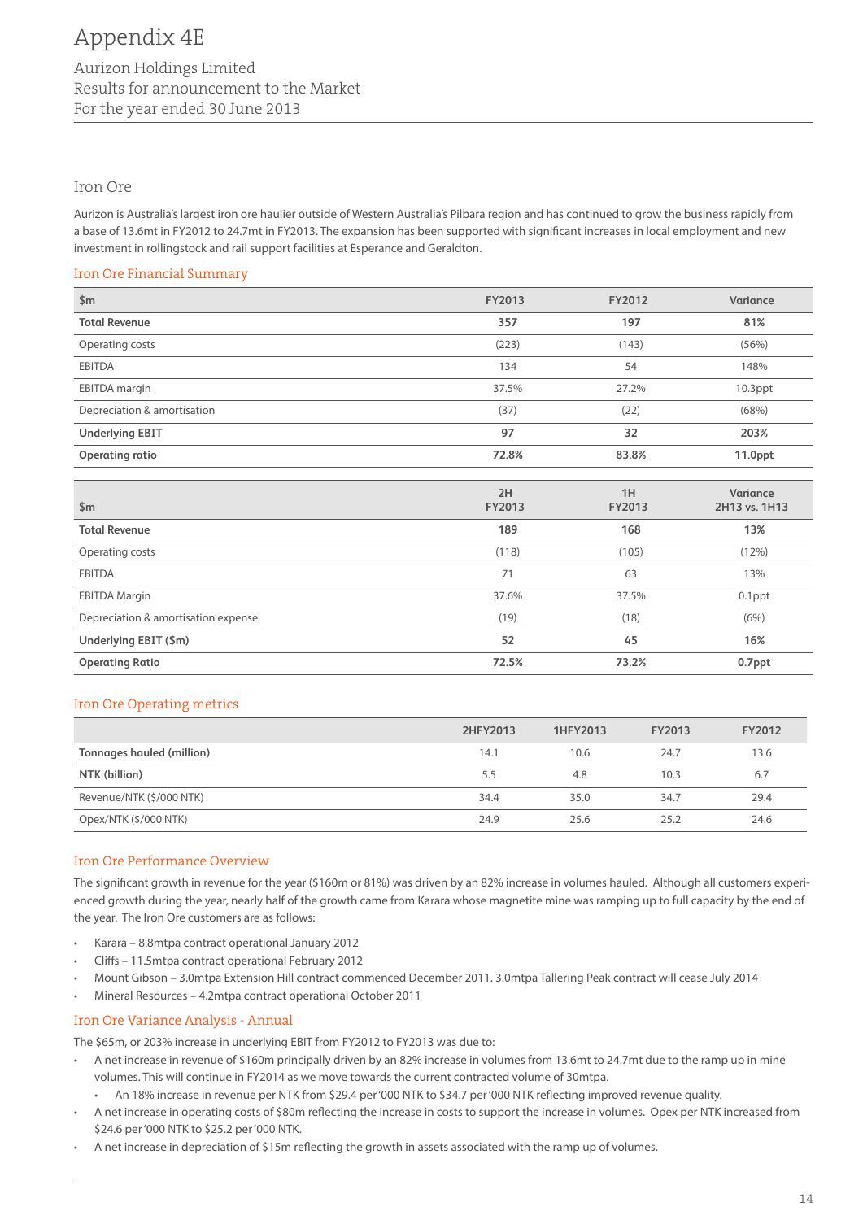# Appendix 4E

Aurizon Holdings Limited
Results for announcement to the Market
For the year ended 30 June 2013

## Iron Ore

Aurizon is Australia's largest iron ore haulier outside of Western Australia's Pilbara region and has continued to grow the business rapidly from a base of 13.6mt in FY2012 to 24.7mt in FY2013. The expansion has been supported with significant increases in local employment and new investment in rollingstock and rail support facilities at Esperance and Geraldton.

### Iron Ore Financial Summary

| $m | FY2013 | FY2012 | Variance |
|---|---|---|---|
| **Total Revenue** | **357** | **197** | **81%** |
| Operating costs | (223) | (143) | (56%) |
| EBITDA | 134 | 54 | 148% |
| EBITDA margin | 37.5% | 27.2% | 10.3ppt |
| Depreciation & amortisation | (37) | (22) | (68%) |
| **Underlying EBIT** | **97** | **32** | **203%** |
| **Operating ratio** | **72.8%** | **83.8%** | **11.0ppt** |

| $m | 2H FY2013 | 1H FY2013 | Variance 2H13 vs. 1H13 |
|---|---|---|---|
| **Total Revenue** | **189** | **168** | **13%** |
| Operating costs | (118) | (105) | (12%) |
| EBITDA | 71 | 63 | 13% |
| EBITDA Margin | 37.6% | 37.5% | 0.1ppt |
| Depreciation & amortisation expense | (19) | (18) | (6%) |
| **Underlying EBIT ($m)** | **52** | **45** | **16%** |
| **Operating Ratio** | **72.5%** | **73.2%** | **0.7ppt** |

### Iron Ore Operating metrics

| | 2HFY2013 | 1HFY2013 | FY2013 | FY2012 |
|---|---|---|---|---|
| **Tonnages hauled (million)** | 14.1 | 10.6 | 24.7 | 13.6 |
| **NTK (billion)** | 5.5 | 4.8 | 10.3 | 6.7 |
| Revenue/NTK ($/000 NTK) | 34.4 | 35.0 | 34.7 | 29.4 |
| Opex/NTK ($/000 NTK) | 24.9 | 25.6 | 25.2 | 24.6 |

### Iron Ore Performance Overview

The significant growth in revenue for the year ($160m or 81%) was driven by an 82% increase in volumes hauled. Although all customers experienced growth during the year, nearly half of the growth came from Karara whose magnetite mine was ramping up to full capacity by the end of the year. The Iron Ore customers are as follows:

- Karara – 8.8mtpa contract operational January 2012
- Cliffs – 11.5mtpa contract operational February 2012
- Mount Gibson – 3.0mtpa Extension Hill contract commenced December 2011. 3.0mtpa Tallering Peak contract will cease July 2014
- Mineral Resources – 4.2mtpa contract operational October 2011

### Iron Ore Variance Analysis - Annual

The $65m, or 203% increase in underlying EBIT from FY2012 to FY2013 was due to:

- A net increase in revenue of $160m principally driven by an 82% increase in volumes from 13.6mt to 24.7mt due to the ramp up in mine volumes. This will continue in FY2014 as we move towards the current contracted volume of 30mtpa.
  - An 18% increase in revenue per NTK from $29.4 per '000 NTK to $34.7 per '000 NTK reflecting improved revenue quality.
- A net increase in operating costs of $80m reflecting the increase in costs to support the increase in volumes. Opex per NTK increased from $24.6 per '000 NTK to $25.2 per '000 NTK.
- A net increase in depreciation of $15m reflecting the growth in assets associated with the ramp up of volumes.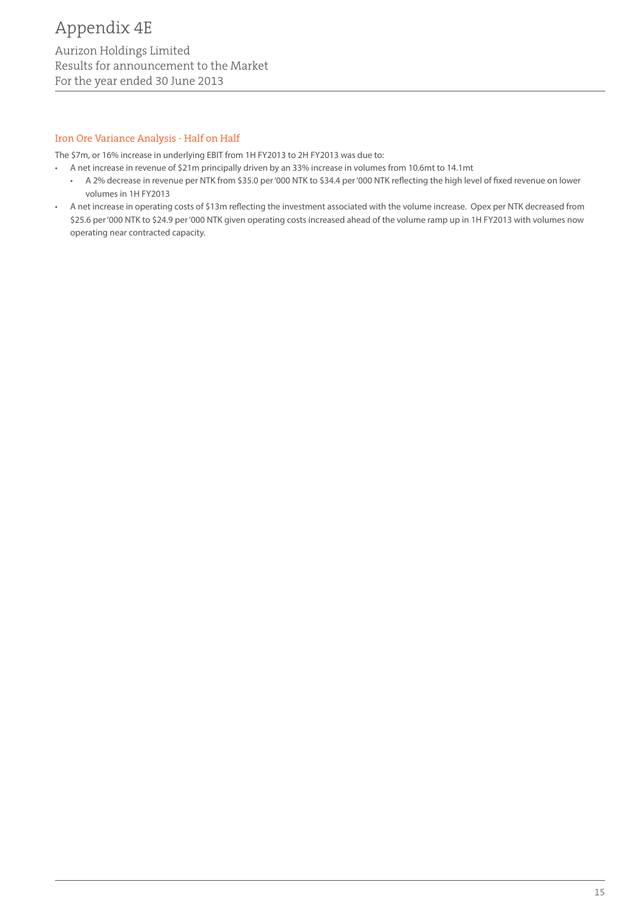## Iron Ore Variance Analysis - Half on Half

The $7m, or 16% increase in underlying EBIT from 1H FY2013 to 2H FY2013 was due to:

- A net increase in revenue of $21m principally driven by an 33% increase in volumes from 10.6mt to 14.1mt
  - A 2% decrease in revenue per NTK from $35.0 per '000 NTK to $34.4 per '000 NTK reflecting the high level of fixed revenue on lower volumes in 1H FY2013
- A net increase in operating costs of $13m reflecting the investment associated with the volume increase. Opex per NTK decreased from $25.6 per '000 NTK to $24.9 per '000 NTK given operating costs increased ahead of the volume ramp up in 1H FY2013 with volumes now operating near contracted capacity.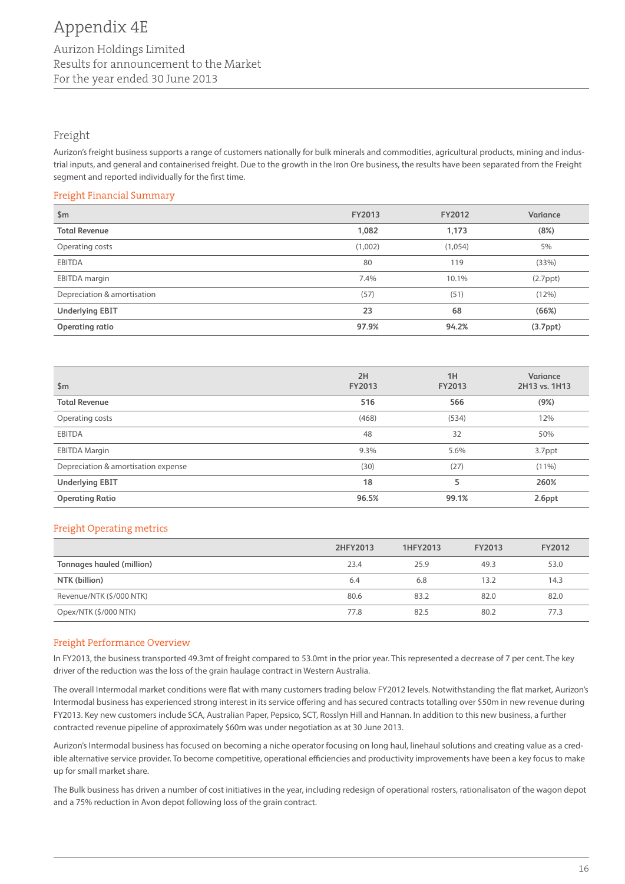# Appendix 4E

Aurizon Holdings Limited
Results for announcement to the Market
For the year ended 30 June 2013

## Freight

Aurizon's freight business supports a range of customers nationally for bulk minerals and commodities, agricultural products, mining and industrial inputs, and general and containerised freight. Due to the growth in the Iron Ore business, the results have been separated from the Freight segment and reported individually for the first time.

### Freight Financial Summary

| $m | FY2013 | FY2012 | Variance |
|---|---|---|---|
| **Total Revenue** | **1,082** | **1,173** | **(8%)** |
| Operating costs | (1,002) | (1,054) | 5% |
| EBITDA | 80 | 119 | (33%) |
| EBITDA margin | 7.4% | 10.1% | (2.7ppt) |
| Depreciation & amortisation | (57) | (51) | (12%) |
| **Underlying EBIT** | **23** | **68** | **(66%)** |
| **Operating ratio** | **97.9%** | **94.2%** | **(3.7ppt)** |

| $m | 2H FY2013 | 1H FY2013 | Variance 2H13 vs. 1H13 |
|---|---|---|---|
| **Total Revenue** | **516** | **566** | **(9%)** |
| Operating costs | (468) | (534) | 12% |
| EBITDA | 48 | 32 | 50% |
| EBITDA Margin | 9.3% | 5.6% | 3.7ppt |
| Depreciation & amortisation expense | (30) | (27) | (11%) |
| **Underlying EBIT** | **18** | **5** | **260%** |
| **Operating Ratio** | **96.5%** | **99.1%** | **2.6ppt** |

### Freight Operating metrics

| | 2HFY2013 | 1HFY2013 | FY2013 | FY2012 |
|---|---|---|---|---|
| **Tonnages hauled (million)** | 23.4 | 25.9 | 49.3 | 53.0 |
| **NTK (billion)** | 6.4 | 6.8 | 13.2 | 14.3 |
| Revenue/NTK ($/000 NTK) | 80.6 | 83.2 | 82.0 | 82.0 |
| Opex/NTK ($/000 NTK) | 77.8 | 82.5 | 80.2 | 77.3 |

### Freight Performance Overview

In FY2013, the business transported 49.3mt of freight compared to 53.0mt in the prior year. This represented a decrease of 7 per cent. The key driver of the reduction was the loss of the grain haulage contract in Western Australia.

The overall Intermodal market conditions were flat with many customers trading below FY2012 levels. Notwithstanding the flat market, Aurizon's Intermodal business has experienced strong interest in its service offering and has secured contracts totalling over $50m in new revenue during FY2013. Key new customers include SCA, Australian Paper, Pepsico, SCT, Rosslyn Hill and Hannan. In addition to this new business, a further contracted revenue pipeline of approximately $60m was under negotiation as at 30 June 2013.

Aurizon's Intermodal business has focused on becoming a niche operator focusing on long haul, linehaul solutions and creating value as a credible alternative service provider. To become competitive, operational efficiencies and productivity improvements have been a key focus to make up for small market share.

The Bulk business has driven a number of cost initiatives in the year, including redesign of operational rosters, rationalisaton of the wagon depot and a 75% reduction in Avon depot following loss of the grain contract.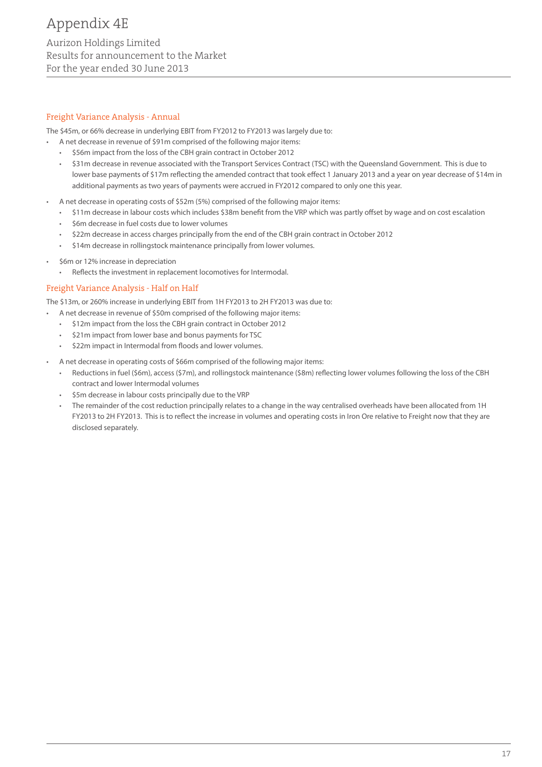## Freight Variance Analysis - Annual

The $45m, or 66% decrease in underlying EBIT from FY2012 to FY2013 was largely due to:

- A net decrease in revenue of $91m comprised of the following major items:
  - $56m impact from the loss of the CBH grain contract in October 2012
  - $31m decrease in revenue associated with the Transport Services Contract (TSC) with the Queensland Government. This is due to lower base payments of $17m reflecting the amended contract that took effect 1 January 2013 and a year on year decrease of $14m in additional payments as two years of payments were accrued in FY2012 compared to only one this year.
- A net decrease in operating costs of $52m (5%) comprised of the following major items:
  - $11m decrease in labour costs which includes $38m benefit from the VRP which was partly offset by wage and on cost escalation
  - $6m decrease in fuel costs due to lower volumes
  - $22m decrease in access charges principally from the end of the CBH grain contract in October 2012
  - $14m decrease in rollingstock maintenance principally from lower volumes.
- $6m or 12% increase in depreciation
  - Reflects the investment in replacement locomotives for Intermodal.

## Freight Variance Analysis - Half on Half

The $13m, or 260% increase in underlying EBIT from 1H FY2013 to 2H FY2013 was due to:

- A net decrease in revenue of $50m comprised of the following major items:
  - $12m impact from the loss the CBH grain contract in October 2012
  - $21m impact from lower base and bonus payments for TSC
  - $22m impact in Intermodal from floods and lower volumes.
- A net decrease in operating costs of $66m comprised of the following major items:
  - Reductions in fuel ($6m), access ($7m), and rollingstock maintenance ($8m) reflecting lower volumes following the loss of the CBH contract and lower Intermodal volumes
  - $5m decrease in labour costs principally due to the VRP
  - The remainder of the cost reduction principally relates to a change in the way centralised overheads have been allocated from 1H FY2013 to 2H FY2013. This is to reflect the increase in volumes and operating costs in Iron Ore relative to Freight now that they are disclosed separately.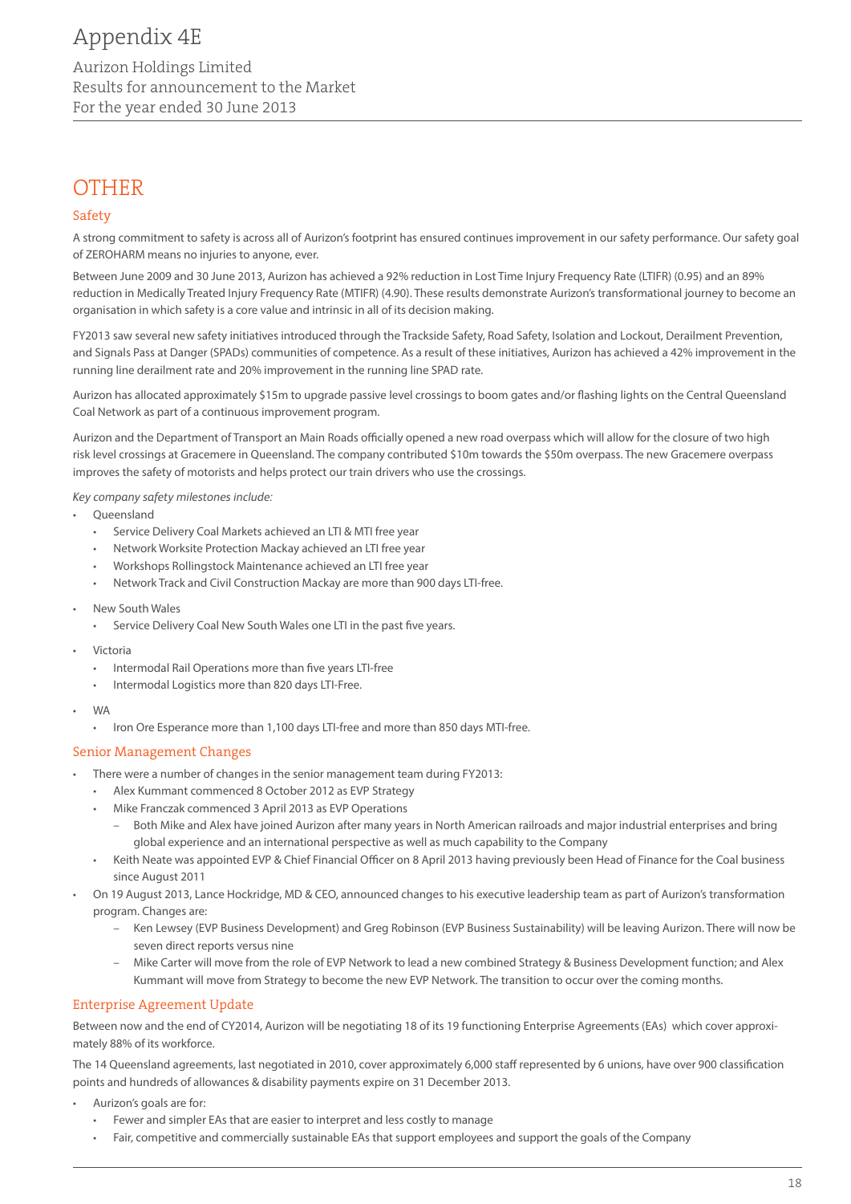# OTHER

## Safety

A strong commitment to safety is across all of Aurizon's footprint has ensured continues improvement in our safety performance. Our safety goal of ZEROHARM means no injuries to anyone, ever.

Between June 2009 and 30 June 2013, Aurizon has achieved a 92% reduction in Lost Time Injury Frequency Rate (LTIFR) (0.95) and an 89% reduction in Medically Treated Injury Frequency Rate (MTIFR) (4.90). These results demonstrate Aurizon's transformational journey to become an organisation in which safety is a core value and intrinsic in all of its decision making.

FY2013 saw several new safety initiatives introduced through the Trackside Safety, Road Safety, Isolation and Lockout, Derailment Prevention, and Signals Pass at Danger (SPADs) communities of competence. As a result of these initiatives, Aurizon has achieved a 42% improvement in the running line derailment rate and 20% improvement in the running line SPAD rate.

Aurizon has allocated approximately $15m to upgrade passive level crossings to boom gates and/or flashing lights on the Central Queensland Coal Network as part of a continuous improvement program.

Aurizon and the Department of Transport an Main Roads officially opened a new road overpass which will allow for the closure of two high risk level crossings at Gracemere in Queensland. The company contributed $10m towards the $50m overpass. The new Gracemere overpass improves the safety of motorists and helps protect our train drivers who use the crossings.

*Key company safety milestones include:*

- Queensland
  - Service Delivery Coal Markets achieved an LTI & MTI free year
  - Network Worksite Protection Mackay achieved an LTI free year
  - Workshops Rollingstock Maintenance achieved an LTI free year
  - Network Track and Civil Construction Mackay are more than 900 days LTI-free.
- New South Wales
  - Service Delivery Coal New South Wales one LTI in the past five years.
- Victoria
  - Intermodal Rail Operations more than five years LTI-free
  - Intermodal Logistics more than 820 days LTI-Free.
- WA
  - Iron Ore Esperance more than 1,100 days LTI-free and more than 850 days MTI-free.

## Senior Management Changes

- There were a number of changes in the senior management team during FY2013:
  - Alex Kummant commenced 8 October 2012 as EVP Strategy
  - Mike Franczak commenced 3 April 2013 as EVP Operations
    - Both Mike and Alex have joined Aurizon after many years in North American railroads and major industrial enterprises and bring global experience and an international perspective as well as much capability to the Company
  - Keith Neate was appointed EVP & Chief Financial Officer on 8 April 2013 having previously been Head of Finance for the Coal business since August 2011
- On 19 August 2013, Lance Hockridge, MD & CEO, announced changes to his executive leadership team as part of Aurizon's transformation program. Changes are:
  - Ken Lewsey (EVP Business Development) and Greg Robinson (EVP Business Sustainability) will be leaving Aurizon. There will now be seven direct reports versus nine
  - Mike Carter will move from the role of EVP Network to lead a new combined Strategy & Business Development function; and Alex Kummant will move from Strategy to become the new EVP Network. The transition to occur over the coming months.

## Enterprise Agreement Update

Between now and the end of CY2014, Aurizon will be negotiating 18 of its 19 functioning Enterprise Agreements (EAs) which cover approximately 88% of its workforce.

The 14 Queensland agreements, last negotiated in 2010, cover approximately 6,000 staff represented by 6 unions, have over 900 classification points and hundreds of allowances & disability payments expire on 31 December 2013.

- Aurizon's goals are for:
  - Fewer and simpler EAs that are easier to interpret and less costly to manage
  - Fair, competitive and commercially sustainable EAs that support employees and support the goals of the Company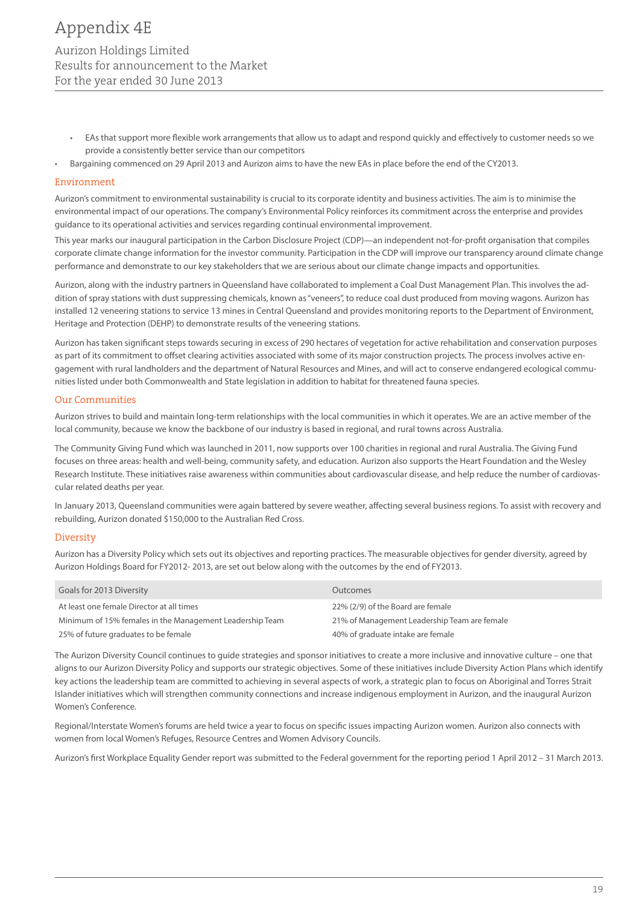- EAs that support more flexible work arrangements that allow us to adapt and respond quickly and effectively to customer needs so we provide a consistently better service than our competitors
- Bargaining commenced on 29 April 2013 and Aurizon aims to have the new EAs in place before the end of the CY2013.

## Environment

Aurizon's commitment to environmental sustainability is crucial to its corporate identity and business activities. The aim is to minimise the environmental impact of our operations. The company's Environmental Policy reinforces its commitment across the enterprise and provides guidance to its operational activities and services regarding continual environmental improvement.

This year marks our inaugural participation in the Carbon Disclosure Project (CDP)—an independent not-for-profit organisation that compiles corporate climate change information for the investor community. Participation in the CDP will improve our transparency around climate change performance and demonstrate to our key stakeholders that we are serious about our climate change impacts and opportunities.

Aurizon, along with the industry partners in Queensland have collaborated to implement a Coal Dust Management Plan. This involves the addition of spray stations with dust suppressing chemicals, known as "veneers", to reduce coal dust produced from moving wagons. Aurizon has installed 12 veneering stations to service 13 mines in Central Queensland and provides monitoring reports to the Department of Environment, Heritage and Protection (DEHP) to demonstrate results of the veneering stations.

Aurizon has taken significant steps towards securing in excess of 290 hectares of vegetation for active rehabilitation and conservation purposes as part of its commitment to offset clearing activities associated with some of its major construction projects. The process involves active engagement with rural landholders and the department of Natural Resources and Mines, and will act to conserve endangered ecological communities listed under both Commonwealth and State legislation in addition to habitat for threatened fauna species.

## Our Communities

Aurizon strives to build and maintain long-term relationships with the local communities in which it operates. We are an active member of the local community, because we know the backbone of our industry is based in regional, and rural towns across Australia.

The Community Giving Fund which was launched in 2011, now supports over 100 charities in regional and rural Australia. The Giving Fund focuses on three areas: health and well-being, community safety, and education. Aurizon also supports the Heart Foundation and the Wesley Research Institute. These initiatives raise awareness within communities about cardiovascular disease, and help reduce the number of cardiovascular related deaths per year.

In January 2013, Queensland communities were again battered by severe weather, affecting several business regions. To assist with recovery and rebuilding, Aurizon donated $150,000 to the Australian Red Cross.

## Diversity

Aurizon has a Diversity Policy which sets out its objectives and reporting practices. The measurable objectives for gender diversity, agreed by Aurizon Holdings Board for FY2012- 2013, are set out below along with the outcomes by the end of FY2013.

| Goals for 2013 Diversity | Outcomes |
|---|---|
| At least one female Director at all times | 22% (2/9) of the Board are female |
| Minimum of 15% females in the Management Leadership Team | 21% of Management Leadership Team are female |
| 25% of future graduates to be female | 40% of graduate intake are female |

The Aurizon Diversity Council continues to guide strategies and sponsor initiatives to create a more inclusive and innovative culture – one that aligns to our Aurizon Diversity Policy and supports our strategic objectives. Some of these initiatives include Diversity Action Plans which identify key actions the leadership team are committed to achieving in several aspects of work, a strategic plan to focus on Aboriginal and Torres Strait Islander initiatives which will strengthen community connections and increase indigenous employment in Aurizon, and the inaugural Aurizon Women's Conference.

Regional/Interstate Women's forums are held twice a year to focus on specific issues impacting Aurizon women. Aurizon also connects with women from local Women's Refuges, Resource Centres and Women Advisory Councils.

Aurizon's first Workplace Equality Gender report was submitted to the Federal government for the reporting period 1 April 2012 – 31 March 2013.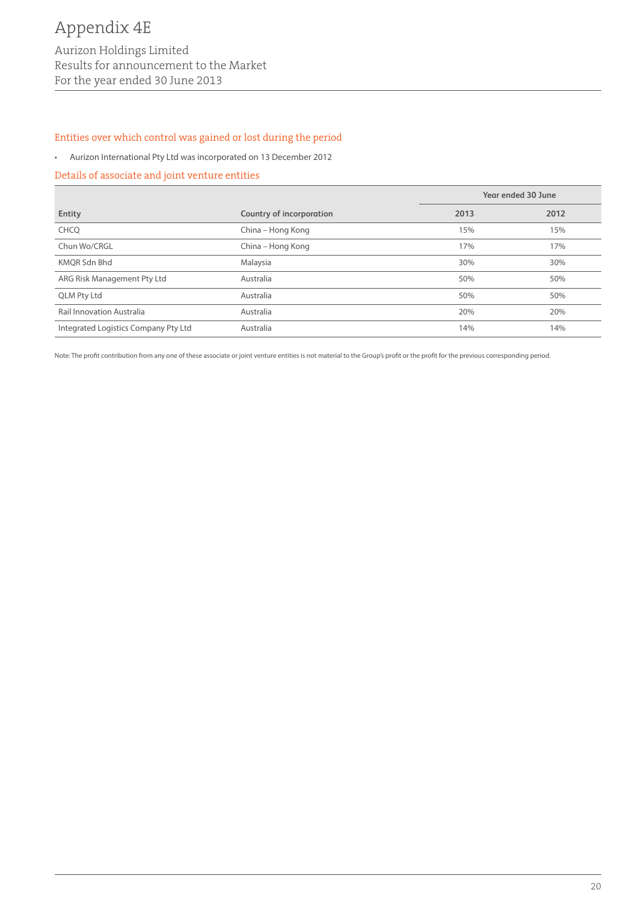# Appendix 4E

Aurizon Holdings Limited
Results for announcement to the Market
For the year ended 30 June 2013

## Entities over which control was gained or lost during the period

- Aurizon International Pty Ltd was incorporated on 13 December 2012

## Details of associate and joint venture entities

| | | Year ended 30 June | |
|---|---|---|---|
| **Entity** | **Country of incorporation** | **2013** | **2012** |
| CHCQ | China – Hong Kong | 15% | 15% |
| Chun Wo/CRGL | China – Hong Kong | 17% | 17% |
| KMQR Sdn Bhd | Malaysia | 30% | 30% |
| ARG Risk Management Pty Ltd | Australia | 50% | 50% |
| QLM Pty Ltd | Australia | 50% | 50% |
| Rail Innovation Australia | Australia | 20% | 20% |
| Integrated Logistics Company Pty Ltd | Australia | 14% | 14% |

Note: The profit contribution from any one of these associate or joint venture entities is not material to the Group's profit or the profit for the previous corresponding period.